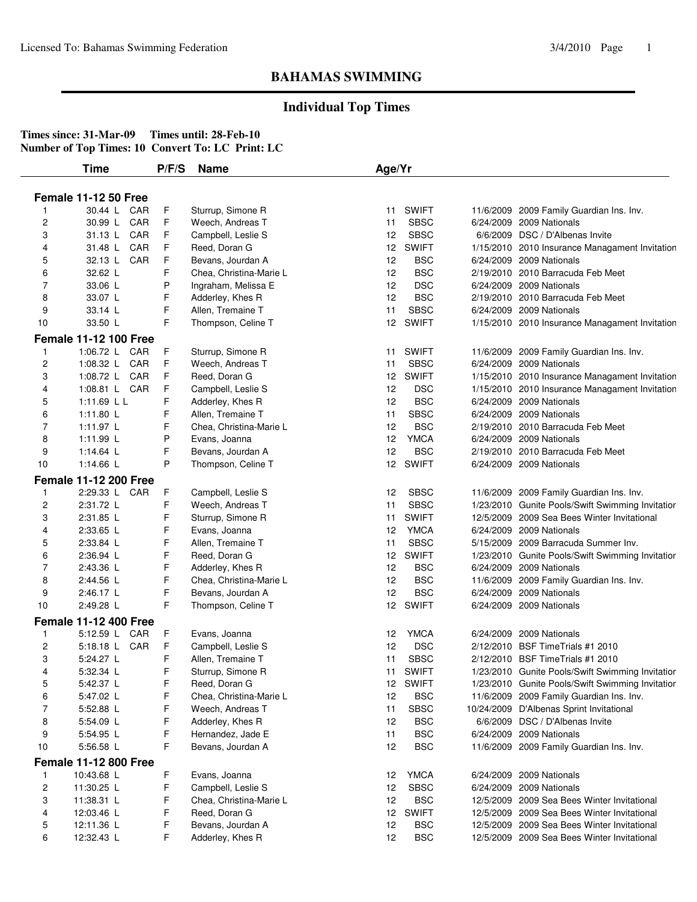## BAHAMAS SWIMMING

### Individual Top Times

**Times since: 31-Mar-09 Times until: 28-Feb-10**
**Number of Top Times: 10 Convert To: LC Print: LC**

| | Time | | P/F/S | Name | Age/Yr | | | |
|---|---|---|---|---|---|---|---|---|
| **Female 11-12 50 Free** | | | | | | | | |
| 1 | 30.44 L | CAR | F | Sturrup, Simone R | 11 | SWIFT | 11/6/2009 | 2009 Family Guardian Ins. Inv. |
| 2 | 30.99 L | CAR | F | Weech, Andreas T | 11 | SBSC | 6/24/2009 | 2009 Nationals |
| 3 | 31.13 L | CAR | F | Campbell, Leslie S | 12 | SBSC | 6/6/2009 | DSC / D'Albenas Invite |
| 4 | 31.48 L | CAR | F | Reed, Doran G | 12 | SWIFT | 1/15/2010 | 2010 Insurance Managament Invitation |
| 5 | 32.13 L | CAR | F | Bevans, Jourdan A | 12 | BSC | 6/24/2009 | 2009 Nationals |
| 6 | 32.62 L | | F | Chea, Christina-Marie L | 12 | BSC | 2/19/2010 | 2010 Barracuda Feb Meet |
| 7 | 33.06 L | | P | Ingraham, Melissa E | 12 | DSC | 6/24/2009 | 2009 Nationals |
| 8 | 33.07 L | | F | Adderley, Khes R | 12 | BSC | 2/19/2010 | 2010 Barracuda Feb Meet |
| 9 | 33.14 L | | F | Allen, Tremaine T | 11 | SBSC | 6/24/2009 | 2009 Nationals |
| 10 | 33.50 L | | F | Thompson, Celine T | 12 | SWIFT | 1/15/2010 | 2010 Insurance Managament Invitation |
| **Female 11-12 100 Free** | | | | | | | | |
| 1 | 1:06.72 L | CAR | F | Sturrup, Simone R | 11 | SWIFT | 11/6/2009 | 2009 Family Guardian Ins. Inv. |
| 2 | 1:08.32 L | CAR | F | Weech, Andreas T | 11 | SBSC | 6/24/2009 | 2009 Nationals |
| 3 | 1:08.72 L | CAR | F | Reed, Doran G | 12 | SWIFT | 1/15/2010 | 2010 Insurance Managament Invitation |
| 4 | 1:08.81 L | CAR | F | Campbell, Leslie S | 12 | DSC | 1/15/2010 | 2010 Insurance Managament Invitation |
| 5 | 1:11.69 L L | | F | Adderley, Khes R | 12 | BSC | 6/24/2009 | 2009 Nationals |
| 6 | 1:11.80 L | | F | Allen, Tremaine T | 11 | SBSC | 6/24/2009 | 2009 Nationals |
| 7 | 1:11.97 L | | F | Chea, Christina-Marie L | 12 | BSC | 2/19/2010 | 2010 Barracuda Feb Meet |
| 8 | 1:11.99 L | | P | Evans, Joanna | 12 | YMCA | 6/24/2009 | 2009 Nationals |
| 9 | 1:14.64 L | | F | Bevans, Jourdan A | 12 | BSC | 2/19/2010 | 2010 Barracuda Feb Meet |
| 10 | 1:14.66 L | | P | Thompson, Celine T | 12 | SWIFT | 6/24/2009 | 2009 Nationals |
| **Female 11-12 200 Free** | | | | | | | | |
| 1 | 2:29.33 L | CAR | F | Campbell, Leslie S | 12 | SBSC | 11/6/2009 | 2009 Family Guardian Ins. Inv. |
| 2 | 2:31.72 L | | F | Weech, Andreas T | 11 | SBSC | 1/23/2010 | Gunite Pools/Swift Swimming Invitation |
| 3 | 2:31.85 L | | F | Sturrup, Simone R | 11 | SWIFT | 12/5/2009 | 2009 Sea Bees Winter Invitational |
| 4 | 2:33.65 L | | F | Evans, Joanna | 12 | YMCA | 6/24/2009 | 2009 Nationals |
| 5 | 2:33.84 L | | F | Allen, Tremaine T | 11 | SBSC | 5/15/2009 | 2009 Barracuda Summer Inv. |
| 6 | 2:36.94 L | | F | Reed, Doran G | 12 | SWIFT | 1/23/2010 | Gunite Pools/Swift Swimming Invitation |
| 7 | 2:43.36 L | | F | Adderley, Khes R | 12 | BSC | 6/24/2009 | 2009 Nationals |
| 8 | 2:44.56 L | | F | Chea, Christina-Marie L | 12 | BSC | 11/6/2009 | 2009 Family Guardian Ins. Inv. |
| 9 | 2:46.17 L | | F | Bevans, Jourdan A | 12 | BSC | 6/24/2009 | 2009 Nationals |
| 10 | 2:49.28 L | | F | Thompson, Celine T | 12 | SWIFT | 6/24/2009 | 2009 Nationals |
| **Female 11-12 400 Free** | | | | | | | | |
| 1 | 5:12.59 L | CAR | F | Evans, Joanna | 12 | YMCA | 6/24/2009 | 2009 Nationals |
| 2 | 5:18.18 L | CAR | F | Campbell, Leslie S | 12 | DSC | 2/12/2010 | BSF TimeTrials #1 2010 |
| 3 | 5:24.27 L | | F | Allen, Tremaine T | 11 | SBSC | 2/12/2010 | BSF TimeTrials #1 2010 |
| 4 | 5:32.34 L | | F | Sturrup, Simone R | 11 | SWIFT | 1/23/2010 | Gunite Pools/Swift Swimming Invitation |
| 5 | 5:42.37 L | | F | Reed, Doran G | 12 | SWIFT | 1/23/2010 | Gunite Pools/Swift Swimming Invitation |
| 6 | 5:47.02 L | | F | Chea, Christina-Marie L | 12 | BSC | 11/6/2009 | 2009 Family Guardian Ins. Inv. |
| 7 | 5:52.88 L | | F | Weech, Andreas T | 11 | SBSC | 10/24/2009 | D'Albenas Sprint Invitational |
| 8 | 5:54.09 L | | F | Adderley, Khes R | 12 | BSC | 6/6/2009 | DSC / D'Albenas Invite |
| 9 | 5:54.95 L | | F | Hernandez, Jade E | 11 | BSC | 6/24/2009 | 2009 Nationals |
| 10 | 5:56.58 L | | F | Bevans, Jourdan A | 12 | BSC | 11/6/2009 | 2009 Family Guardian Ins. Inv. |
| **Female 11-12 800 Free** | | | | | | | | |
| 1 | 10:43.68 L | | F | Evans, Joanna | 12 | YMCA | 6/24/2009 | 2009 Nationals |
| 2 | 11:30.25 L | | F | Campbell, Leslie S | 12 | SBSC | 6/24/2009 | 2009 Nationals |
| 3 | 11:38.31 L | | F | Chea, Christina-Marie L | 12 | BSC | 12/5/2009 | 2009 Sea Bees Winter Invitational |
| 4 | 12:03.46 L | | F | Reed, Doran G | 12 | SWIFT | 12/5/2009 | 2009 Sea Bees Winter Invitational |
| 5 | 12:11.36 L | | F | Bevans, Jourdan A | 12 | BSC | 12/5/2009 | 2009 Sea Bees Winter Invitational |
| 6 | 12:32.43 L | | F | Adderley, Khes R | 12 | BSC | 12/5/2009 | 2009 Sea Bees Winter Invitational |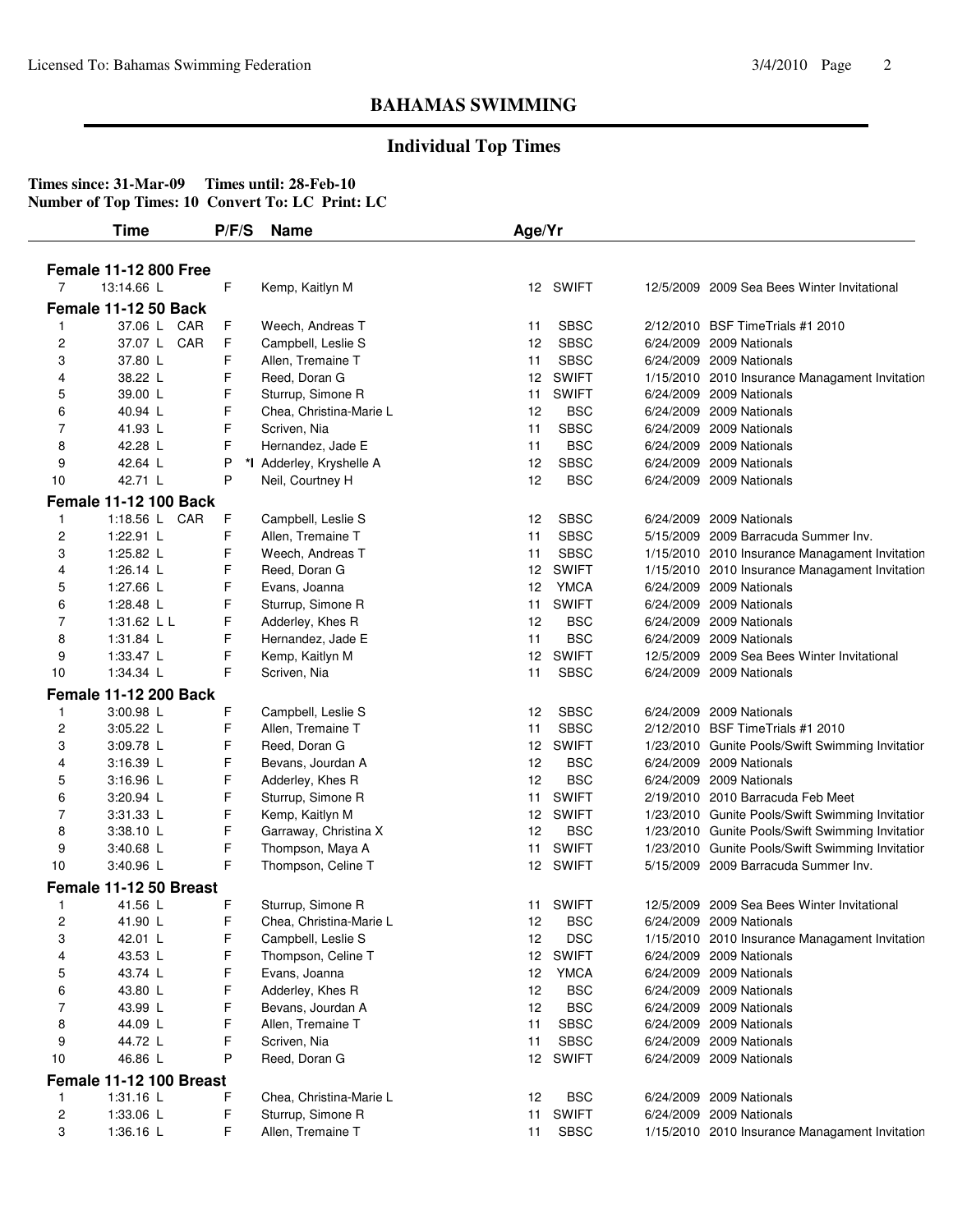## BAHAMAS SWIMMING

### Individual Top Times

**Times since: 31-Mar-09 Times until: 28-Feb-10**
**Number of Top Times: 10 Convert To: LC Print: LC**

| | Time | | P/F/S | | Name | Age/Yr | | | |
|---|---|---|---|---|---|---|---|---|---|
| **Female 11-12 800 Free** | | | | | | | | | |
| 7 | 13:14.66 L | | F | | Kemp, Kaitlyn M | 12 | SWIFT | 12/5/2009 | 2009 Sea Bees Winter Invitational |
| **Female 11-12 50 Back** | | | | | | | | | |
| 1 | 37.06 L | CAR | F | | Weech, Andreas T | 11 | SBSC | 2/12/2010 | BSF TimeTrials #1 2010 |
| 2 | 37.07 L | CAR | F | | Campbell, Leslie S | 12 | SBSC | 6/24/2009 | 2009 Nationals |
| 3 | 37.80 L | | F | | Allen, Tremaine T | 11 | SBSC | 6/24/2009 | 2009 Nationals |
| 4 | 38.22 L | | F | | Reed, Doran G | 12 | SWIFT | 1/15/2010 | 2010 Insurance Managament Invitation |
| 5 | 39.00 L | | F | | Sturrup, Simone R | 11 | SWIFT | 6/24/2009 | 2009 Nationals |
| 6 | 40.94 L | | F | | Chea, Christina-Marie L | 12 | BSC | 6/24/2009 | 2009 Nationals |
| 7 | 41.93 L | | F | | Scriven, Nia | 11 | SBSC | 6/24/2009 | 2009 Nationals |
| 8 | 42.28 L | | F | | Hernandez, Jade E | 11 | BSC | 6/24/2009 | 2009 Nationals |
| 9 | 42.64 L | | P | *I | Adderley, Kryshelle A | 12 | SBSC | 6/24/2009 | 2009 Nationals |
| 10 | 42.71 L | | P | | Neil, Courtney H | 12 | BSC | 6/24/2009 | 2009 Nationals |
| **Female 11-12 100 Back** | | | | | | | | | |
| 1 | 1:18.56 L | CAR | F | | Campbell, Leslie S | 12 | SBSC | 6/24/2009 | 2009 Nationals |
| 2 | 1:22.91 L | | F | | Allen, Tremaine T | 11 | SBSC | 5/15/2009 | 2009 Barracuda Summer Inv. |
| 3 | 1:25.82 L | | F | | Weech, Andreas T | 11 | SBSC | 1/15/2010 | 2010 Insurance Managament Invitation |
| 4 | 1:26.14 L | | F | | Reed, Doran G | 12 | SWIFT | 1/15/2010 | 2010 Insurance Managament Invitation |
| 5 | 1:27.66 L | | F | | Evans, Joanna | 12 | YMCA | 6/24/2009 | 2009 Nationals |
| 6 | 1:28.48 L | | F | | Sturrup, Simone R | 11 | SWIFT | 6/24/2009 | 2009 Nationals |
| 7 | 1:31.62 L L | | F | | Adderley, Khes R | 12 | BSC | 6/24/2009 | 2009 Nationals |
| 8 | 1:31.84 L | | F | | Hernandez, Jade E | 11 | BSC | 6/24/2009 | 2009 Nationals |
| 9 | 1:33.47 L | | F | | Kemp, Kaitlyn M | 12 | SWIFT | 12/5/2009 | 2009 Sea Bees Winter Invitational |
| 10 | 1:34.34 L | | F | | Scriven, Nia | 11 | SBSC | 6/24/2009 | 2009 Nationals |
| **Female 11-12 200 Back** | | | | | | | | | |
| 1 | 3:00.98 L | | F | | Campbell, Leslie S | 12 | SBSC | 6/24/2009 | 2009 Nationals |
| 2 | 3:05.22 L | | F | | Allen, Tremaine T | 11 | SBSC | 2/12/2010 | BSF TimeTrials #1 2010 |
| 3 | 3:09.78 L | | F | | Reed, Doran G | 12 | SWIFT | 1/23/2010 | Gunite Pools/Swift Swimming Invitatior |
| 4 | 3:16.39 L | | F | | Bevans, Jourdan A | 12 | BSC | 6/24/2009 | 2009 Nationals |
| 5 | 3:16.96 L | | F | | Adderley, Khes R | 12 | BSC | 6/24/2009 | 2009 Nationals |
| 6 | 3:20.94 L | | F | | Sturrup, Simone R | 11 | SWIFT | 2/19/2010 | 2010 Barracuda Feb Meet |
| 7 | 3:31.33 L | | F | | Kemp, Kaitlyn M | 12 | SWIFT | 1/23/2010 | Gunite Pools/Swift Swimming Invitatior |
| 8 | 3:38.10 L | | F | | Garraway, Christina X | 12 | BSC | 1/23/2010 | Gunite Pools/Swift Swimming Invitatior |
| 9 | 3:40.68 L | | F | | Thompson, Maya A | 11 | SWIFT | 1/23/2010 | Gunite Pools/Swift Swimming Invitatior |
| 10 | 3:40.96 L | | F | | Thompson, Celine T | 12 | SWIFT | 5/15/2009 | 2009 Barracuda Summer Inv. |
| **Female 11-12 50 Breast** | | | | | | | | | |
| 1 | 41.56 L | | F | | Sturrup, Simone R | 11 | SWIFT | 12/5/2009 | 2009 Sea Bees Winter Invitational |
| 2 | 41.90 L | | F | | Chea, Christina-Marie L | 12 | BSC | 6/24/2009 | 2009 Nationals |
| 3 | 42.01 L | | F | | Campbell, Leslie S | 12 | DSC | 1/15/2010 | 2010 Insurance Managament Invitation |
| 4 | 43.53 L | | F | | Thompson, Celine T | 12 | SWIFT | 6/24/2009 | 2009 Nationals |
| 5 | 43.74 L | | F | | Evans, Joanna | 12 | YMCA | 6/24/2009 | 2009 Nationals |
| 6 | 43.80 L | | F | | Adderley, Khes R | 12 | BSC | 6/24/2009 | 2009 Nationals |
| 7 | 43.99 L | | F | | Bevans, Jourdan A | 12 | BSC | 6/24/2009 | 2009 Nationals |
| 8 | 44.09 L | | F | | Allen, Tremaine T | 11 | SBSC | 6/24/2009 | 2009 Nationals |
| 9 | 44.72 L | | F | | Scriven, Nia | 11 | SBSC | 6/24/2009 | 2009 Nationals |
| 10 | 46.86 L | | P | | Reed, Doran G | 12 | SWIFT | 6/24/2009 | 2009 Nationals |
| **Female 11-12 100 Breast** | | | | | | | | | |
| 1 | 1:31.16 L | | F | | Chea, Christina-Marie L | 12 | BSC | 6/24/2009 | 2009 Nationals |
| 2 | 1:33.06 L | | F | | Sturrup, Simone R | 11 | SWIFT | 6/24/2009 | 2009 Nationals |
| 3 | 1:36.16 L | | F | | Allen, Tremaine T | 11 | SBSC | 1/15/2010 | 2010 Insurance Managament Invitation |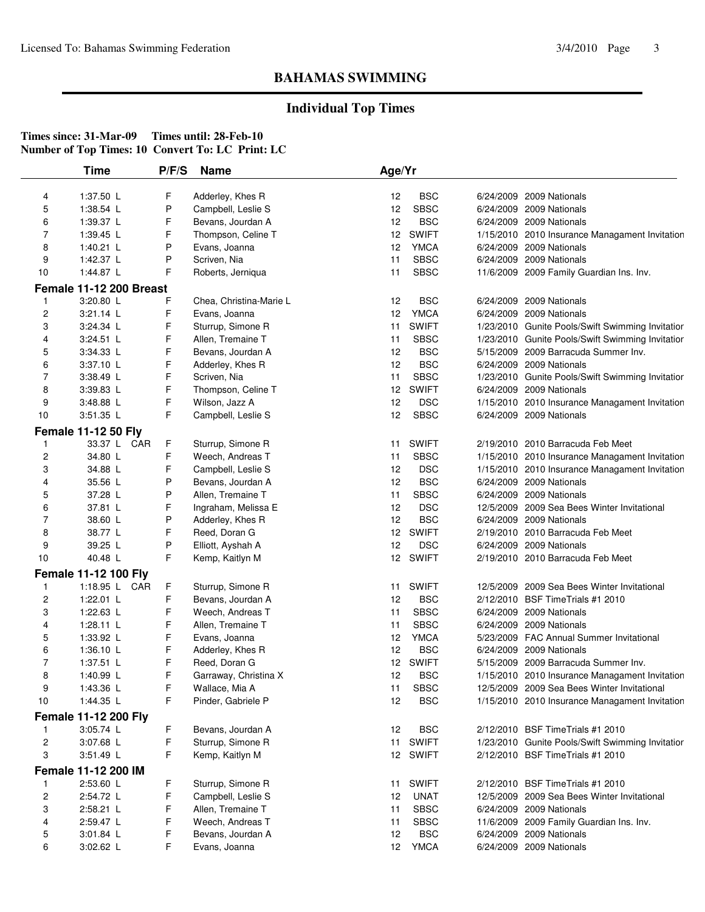## BAHAMAS SWIMMING

### Individual Top Times

**Times since: 31-Mar-09 Times until: 28-Feb-10**
**Number of Top Times: 10 Convert To: LC Print: LC**

| | Time | P/F/S | Name | Age/Yr | | | |
|---|---|---|---|---|---|---|---|
| 4 | 1:37.50 L | F | Adderley, Khes R | 12 | BSC | 6/24/2009 | 2009 Nationals |
| 5 | 1:38.54 L | P | Campbell, Leslie S | 12 | SBSC | 6/24/2009 | 2009 Nationals |
| 6 | 1:39.37 L | F | Bevans, Jourdan A | 12 | BSC | 6/24/2009 | 2009 Nationals |
| 7 | 1:39.45 L | F | Thompson, Celine T | 12 | SWIFT | 1/15/2010 | 2010 Insurance Managament Invitation |
| 8 | 1:40.21 L | P | Evans, Joanna | 12 | YMCA | 6/24/2009 | 2009 Nationals |
| 9 | 1:42.37 L | P | Scriven, Nia | 11 | SBSC | 6/24/2009 | 2009 Nationals |
| 10 | 1:44.87 L | F | Roberts, Jerniqua | 11 | SBSC | 11/6/2009 | 2009 Family Guardian Ins. Inv. |

**Female 11-12 200 Breast**

| | Time | P/F/S | Name | Age/Yr | | | |
|---|---|---|---|---|---|---|---|
| 1 | 3:20.80 L | F | Chea, Christina-Marie L | 12 | BSC | 6/24/2009 | 2009 Nationals |
| 2 | 3:21.14 L | F | Evans, Joanna | 12 | YMCA | 6/24/2009 | 2009 Nationals |
| 3 | 3:24.34 L | F | Sturrup, Simone R | 11 | SWIFT | 1/23/2010 | Gunite Pools/Swift Swimming Invitatior |
| 4 | 3:24.51 L | F | Allen, Tremaine T | 11 | SBSC | 1/23/2010 | Gunite Pools/Swift Swimming Invitatior |
| 5 | 3:34.33 L | F | Bevans, Jourdan A | 12 | BSC | 5/15/2009 | 2009 Barracuda Summer Inv. |
| 6 | 3:37.10 L | F | Adderley, Khes R | 12 | BSC | 6/24/2009 | 2009 Nationals |
| 7 | 3:38.49 L | F | Scriven, Nia | 11 | SBSC | 1/23/2010 | Gunite Pools/Swift Swimming Invitatior |
| 8 | 3:39.83 L | F | Thompson, Celine T | 12 | SWIFT | 6/24/2009 | 2009 Nationals |
| 9 | 3:48.88 L | F | Wilson, Jazz A | 12 | DSC | 1/15/2010 | 2010 Insurance Managament Invitation |
| 10 | 3:51.35 L | F | Campbell, Leslie S | 12 | SBSC | 6/24/2009 | 2009 Nationals |

**Female 11-12 50 Fly**

| | Time | P/F/S | Name | Age/Yr | | | |
|---|---|---|---|---|---|---|---|
| 1 | 33.37 L CAR | F | Sturrup, Simone R | 11 | SWIFT | 2/19/2010 | 2010 Barracuda Feb Meet |
| 2 | 34.80 L | F | Weech, Andreas T | 11 | SBSC | 1/15/2010 | 2010 Insurance Managament Invitation |
| 3 | 34.88 L | F | Campbell, Leslie S | 12 | DSC | 1/15/2010 | 2010 Insurance Managament Invitation |
| 4 | 35.56 L | P | Bevans, Jourdan A | 12 | BSC | 6/24/2009 | 2009 Nationals |
| 5 | 37.28 L | P | Allen, Tremaine T | 11 | SBSC | 6/24/2009 | 2009 Nationals |
| 6 | 37.81 L | F | Ingraham, Melissa E | 12 | DSC | 12/5/2009 | 2009 Sea Bees Winter Invitational |
| 7 | 38.60 L | P | Adderley, Khes R | 12 | BSC | 6/24/2009 | 2009 Nationals |
| 8 | 38.77 L | F | Reed, Doran G | 12 | SWIFT | 2/19/2010 | 2010 Barracuda Feb Meet |
| 9 | 39.25 L | P | Elliott, Ayshah A | 12 | DSC | 6/24/2009 | 2009 Nationals |
| 10 | 40.48 L | F | Kemp, Kaitlyn M | 12 | SWIFT | 2/19/2010 | 2010 Barracuda Feb Meet |

**Female 11-12 100 Fly**

| | Time | P/F/S | Name | Age/Yr | | | |
|---|---|---|---|---|---|---|---|
| 1 | 1:18.95 L CAR | F | Sturrup, Simone R | 11 | SWIFT | 12/5/2009 | 2009 Sea Bees Winter Invitational |
| 2 | 1:22.01 L | F | Bevans, Jourdan A | 12 | BSC | 2/12/2010 | BSF TimeTrials #1 2010 |
| 3 | 1:22.63 L | F | Weech, Andreas T | 11 | SBSC | 6/24/2009 | 2009 Nationals |
| 4 | 1:28.11 L | F | Allen, Tremaine T | 11 | SBSC | 6/24/2009 | 2009 Nationals |
| 5 | 1:33.92 L | F | Evans, Joanna | 12 | YMCA | 5/23/2009 | FAC Annual Summer Invitational |
| 6 | 1:36.10 L | F | Adderley, Khes R | 12 | BSC | 6/24/2009 | 2009 Nationals |
| 7 | 1:37.51 L | F | Reed, Doran G | 12 | SWIFT | 5/15/2009 | 2009 Barracuda Summer Inv. |
| 8 | 1:40.99 L | F | Garraway, Christina X | 12 | BSC | 1/15/2010 | 2010 Insurance Managament Invitation |
| 9 | 1:43.36 L | F | Wallace, Mia A | 11 | SBSC | 12/5/2009 | 2009 Sea Bees Winter Invitational |
| 10 | 1:44.35 L | F | Pinder, Gabriele P | 12 | BSC | 1/15/2010 | 2010 Insurance Managament Invitation |

**Female 11-12 200 Fly**

| | Time | P/F/S | Name | Age/Yr | | | |
|---|---|---|---|---|---|---|---|
| 1 | 3:05.74 L | F | Bevans, Jourdan A | 12 | BSC | 2/12/2010 | BSF TimeTrials #1 2010 |
| 2 | 3:07.68 L | F | Sturrup, Simone R | 11 | SWIFT | 1/23/2010 | Gunite Pools/Swift Swimming Invitatior |
| 3 | 3:51.49 L | F | Kemp, Kaitlyn M | 12 | SWIFT | 2/12/2010 | BSF TimeTrials #1 2010 |

**Female 11-12 200 IM**

| | Time | P/F/S | Name | Age/Yr | | | |
|---|---|---|---|---|---|---|---|
| 1 | 2:53.60 L | F | Sturrup, Simone R | 11 | SWIFT | 2/12/2010 | BSF TimeTrials #1 2010 |
| 2 | 2:54.72 L | F | Campbell, Leslie S | 12 | UNAT | 12/5/2009 | 2009 Sea Bees Winter Invitational |
| 3 | 2:58.21 L | F | Allen, Tremaine T | 11 | SBSC | 6/24/2009 | 2009 Nationals |
| 4 | 2:59.47 L | F | Weech, Andreas T | 11 | SBSC | 11/6/2009 | 2009 Family Guardian Ins. Inv. |
| 5 | 3:01.84 L | F | Bevans, Jourdan A | 12 | BSC | 6/24/2009 | 2009 Nationals |
| 6 | 3:02.62 L | F | Evans, Joanna | 12 | YMCA | 6/24/2009 | 2009 Nationals |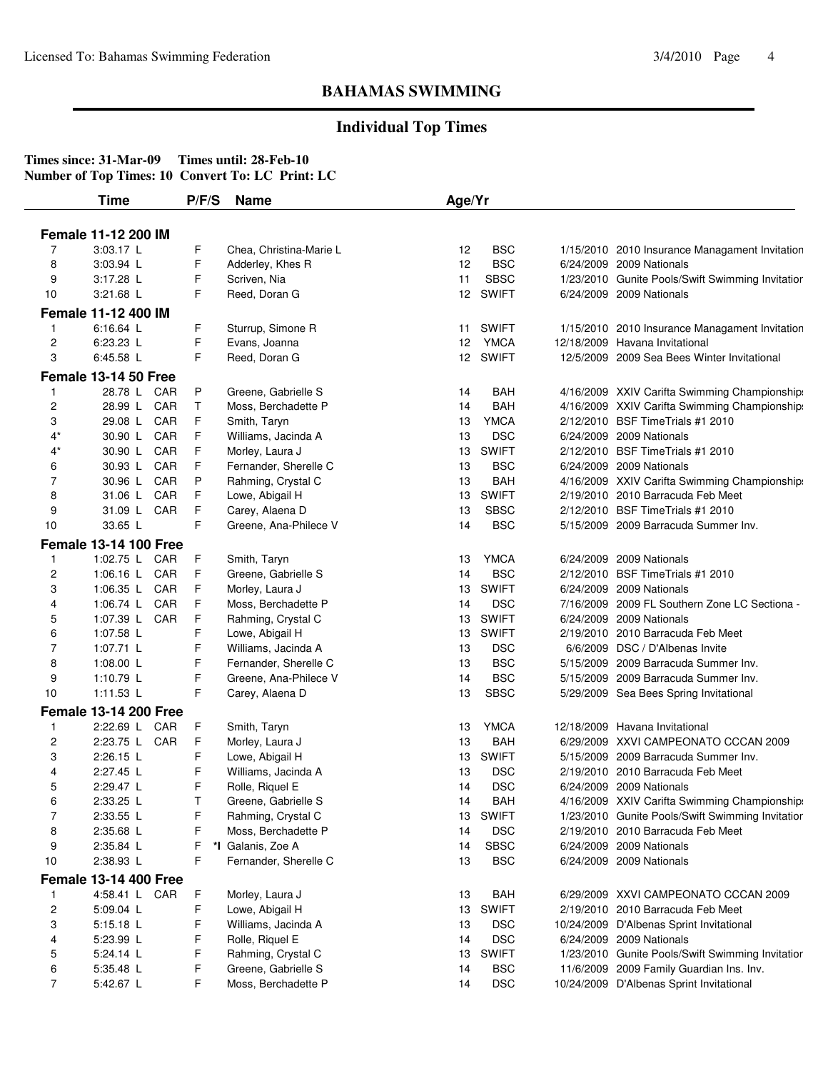# BAHAMAS SWIMMING

## Individual Top Times

**Times since: 31-Mar-09 Times until: 28-Feb-10**
**Number of Top Times: 10 Convert To: LC Print: LC**

| | Time | | P/F/S | Name | Age/Yr | | | |
|---|---|---|---|---|---|---|---|---|
| **Female 11-12 200 IM** | | | | | | | | |
| 7 | 3:03.17 L | | F | Chea, Christina-Marie L | 12 | BSC | 1/15/2010 | 2010 Insurance Managament Invitation |
| 8 | 3:03.94 L | | F | Adderley, Khes R | 12 | BSC | 6/24/2009 | 2009 Nationals |
| 9 | 3:17.28 L | | F | Scriven, Nia | 11 | SBSC | 1/23/2010 | Gunite Pools/Swift Swimming Invitatior |
| 10 | 3:21.68 L | | F | Reed, Doran G | 12 | SWIFT | 6/24/2009 | 2009 Nationals |
| **Female 11-12 400 IM** | | | | | | | | |
| 1 | 6:16.64 L | | F | Sturrup, Simone R | 11 | SWIFT | 1/15/2010 | 2010 Insurance Managament Invitation |
| 2 | 6:23.23 L | | F | Evans, Joanna | 12 | YMCA | 12/18/2009 | Havana Invitational |
| 3 | 6:45.58 L | | F | Reed, Doran G | 12 | SWIFT | 12/5/2009 | 2009 Sea Bees Winter Invitational |
| **Female 13-14 50 Free** | | | | | | | | |
| 1 | 28.78 L | CAR | P | Greene, Gabrielle S | 14 | BAH | 4/16/2009 | XXIV Carifta Swimming Championship: |
| 2 | 28.99 L | CAR | T | Moss, Berchadette P | 14 | BAH | 4/16/2009 | XXIV Carifta Swimming Championship: |
| 3 | 29.08 L | CAR | F | Smith, Taryn | 13 | YMCA | 2/12/2010 | BSF TimeTrials #1 2010 |
| 4* | 30.90 L | CAR | F | Williams, Jacinda A | 13 | DSC | 6/24/2009 | 2009 Nationals |
| 4* | 30.90 L | CAR | F | Morley, Laura J | 13 | SWIFT | 2/12/2010 | BSF TimeTrials #1 2010 |
| 6 | 30.93 L | CAR | F | Fernander, Sherelle C | 13 | BSC | 6/24/2009 | 2009 Nationals |
| 7 | 30.96 L | CAR | P | Rahming, Crystal C | 13 | BAH | 4/16/2009 | XXIV Carifta Swimming Championship: |
| 8 | 31.06 L | CAR | F | Lowe, Abigail H | 13 | SWIFT | 2/19/2010 | 2010 Barracuda Feb Meet |
| 9 | 31.09 L | CAR | F | Carey, Alaena D | 13 | SBSC | 2/12/2010 | BSF TimeTrials #1 2010 |
| 10 | 33.65 L | | F | Greene, Ana-Philece V | 14 | BSC | 5/15/2009 | 2009 Barracuda Summer Inv. |
| **Female 13-14 100 Free** | | | | | | | | |
| 1 | 1:02.75 L | CAR | F | Smith, Taryn | 13 | YMCA | 6/24/2009 | 2009 Nationals |
| 2 | 1:06.16 L | CAR | F | Greene, Gabrielle S | 14 | BSC | 2/12/2010 | BSF TimeTrials #1 2010 |
| 3 | 1:06.35 L | CAR | F | Morley, Laura J | 13 | SWIFT | 6/24/2009 | 2009 Nationals |
| 4 | 1:06.74 L | CAR | F | Moss, Berchadette P | 14 | DSC | 7/16/2009 | 2009 FL Southern Zone LC Sectiona - |
| 5 | 1:07.39 L | CAR | F | Rahming, Crystal C | 13 | SWIFT | 6/24/2009 | 2009 Nationals |
| 6 | 1:07.58 L | | F | Lowe, Abigail H | 13 | SWIFT | 2/19/2010 | 2010 Barracuda Feb Meet |
| 7 | 1:07.71 L | | F | Williams, Jacinda A | 13 | DSC | 6/6/2009 | DSC / D'Albenas Invite |
| 8 | 1:08.00 L | | F | Fernander, Sherelle C | 13 | BSC | 5/15/2009 | 2009 Barracuda Summer Inv. |
| 9 | 1:10.79 L | | F | Greene, Ana-Philece V | 14 | BSC | 5/15/2009 | 2009 Barracuda Summer Inv. |
| 10 | 1:11.53 L | | F | Carey, Alaena D | 13 | SBSC | 5/29/2009 | Sea Bees Spring Invitational |
| **Female 13-14 200 Free** | | | | | | | | |
| 1 | 2:22.69 L | CAR | F | Smith, Taryn | 13 | YMCA | 12/18/2009 | Havana Invitational |
| 2 | 2:23.75 L | CAR | F | Morley, Laura J | 13 | BAH | 6/29/2009 | XXVI CAMPEONATO CCCAN 2009 |
| 3 | 2:26.15 L | | F | Lowe, Abigail H | 13 | SWIFT | 5/15/2009 | 2009 Barracuda Summer Inv. |
| 4 | 2:27.45 L | | F | Williams, Jacinda A | 13 | DSC | 2/19/2010 | 2010 Barracuda Feb Meet |
| 5 | 2:29.47 L | | F | Rolle, Riquel E | 14 | DSC | 6/24/2009 | 2009 Nationals |
| 6 | 2:33.25 L | | T | Greene, Gabrielle S | 14 | BAH | 4/16/2009 | XXIV Carifta Swimming Championship: |
| 7 | 2:33.55 L | | F | Rahming, Crystal C | 13 | SWIFT | 1/23/2010 | Gunite Pools/Swift Swimming Invitatior |
| 8 | 2:35.68 L | | F | Moss, Berchadette P | 14 | DSC | 2/19/2010 | 2010 Barracuda Feb Meet |
| 9 | 2:35.84 L | | F *I | Galanis, Zoe A | 14 | SBSC | 6/24/2009 | 2009 Nationals |
| 10 | 2:38.93 L | | F | Fernander, Sherelle C | 13 | BSC | 6/24/2009 | 2009 Nationals |
| **Female 13-14 400 Free** | | | | | | | | |
| 1 | 4:58.41 L | CAR | F | Morley, Laura J | 13 | BAH | 6/29/2009 | XXVI CAMPEONATO CCCAN 2009 |
| 2 | 5:09.04 L | | F | Lowe, Abigail H | 13 | SWIFT | 2/19/2010 | 2010 Barracuda Feb Meet |
| 3 | 5:15.18 L | | F | Williams, Jacinda A | 13 | DSC | 10/24/2009 | D'Albenas Sprint Invitational |
| 4 | 5:23.99 L | | F | Rolle, Riquel E | 14 | DSC | 6/24/2009 | 2009 Nationals |
| 5 | 5:24.14 L | | F | Rahming, Crystal C | 13 | SWIFT | 1/23/2010 | Gunite Pools/Swift Swimming Invitatior |
| 6 | 5:35.48 L | | F | Greene, Gabrielle S | 14 | BSC | 11/6/2009 | 2009 Family Guardian Ins. Inv. |
| 7 | 5:42.67 L | | F | Moss, Berchadette P | 14 | DSC | 10/24/2009 | D'Albenas Sprint Invitational |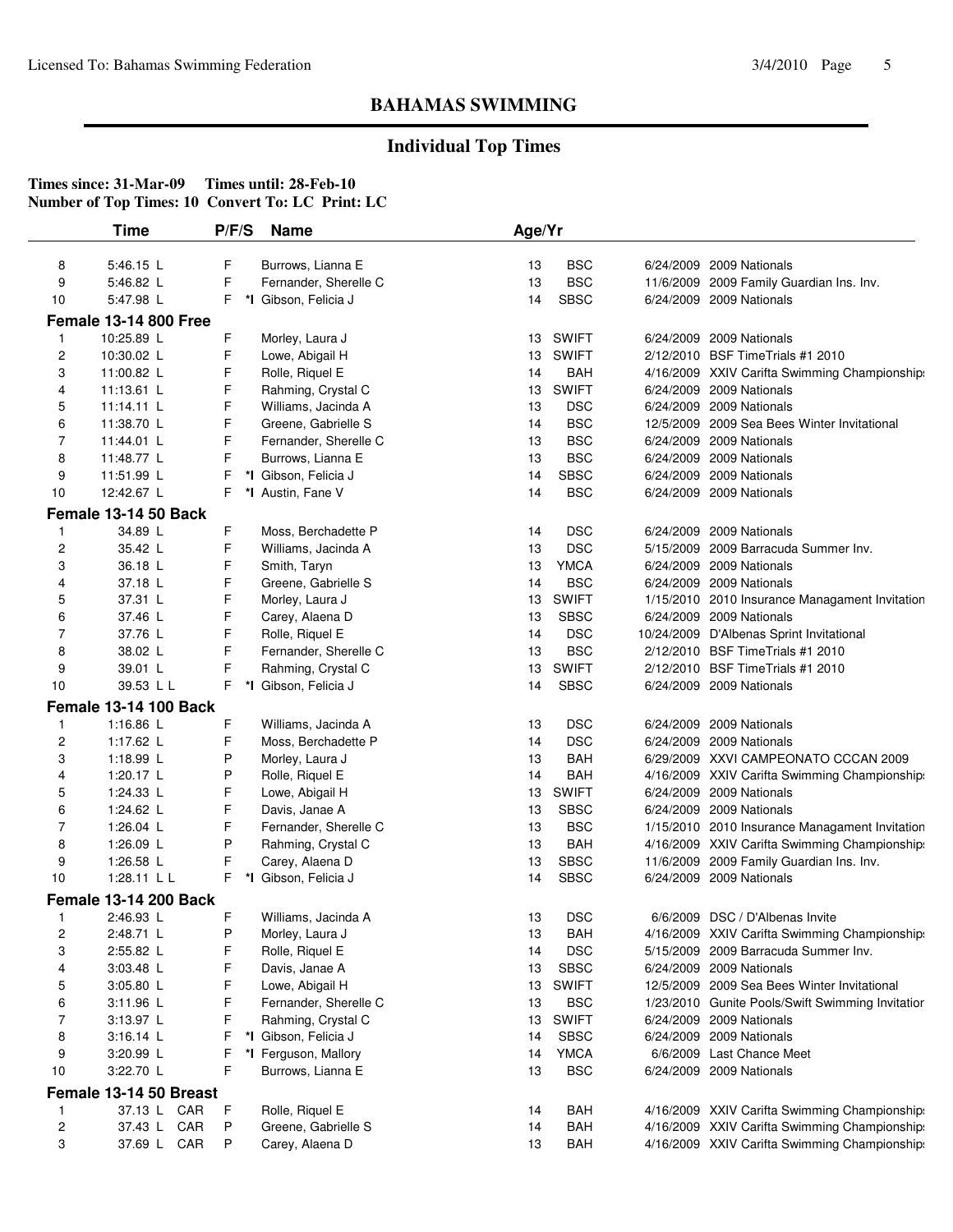## BAHAMAS SWIMMING

### Individual Top Times

**Times since: 31-Mar-09 Times until: 28-Feb-10**
**Number of Top Times: 10 Convert To: LC Print: LC**

| | Time | P/F/S | | Name | Age/Yr | | | |
|---|---|---|---|---|---|---|---|---|
| 8 | 5:46.15 L | F | | Burrows, Lianna E | 13 | BSC | 6/24/2009 | 2009 Nationals |
| 9 | 5:46.82 L | F | | Fernander, Sherelle C | 13 | BSC | 11/6/2009 | 2009 Family Guardian Ins. Inv. |
| 10 | 5:47.98 L | F | *I | Gibson, Felicia J | 14 | SBSC | 6/24/2009 | 2009 Nationals |
| **Female 13-14 800 Free** | | | | | | | | |
| 1 | 10:25.89 L | F | | Morley, Laura J | 13 | SWIFT | 6/24/2009 | 2009 Nationals |
| 2 | 10:30.02 L | F | | Lowe, Abigail H | 13 | SWIFT | 2/12/2010 | BSF TimeTrials #1 2010 |
| 3 | 11:00.82 L | F | | Rolle, Riquel E | 14 | BAH | 4/16/2009 | XXIV Carifta Swimming Championships |
| 4 | 11:13.61 L | F | | Rahming, Crystal C | 13 | SWIFT | 6/24/2009 | 2009 Nationals |
| 5 | 11:14.11 L | F | | Williams, Jacinda A | 13 | DSC | 6/24/2009 | 2009 Nationals |
| 6 | 11:38.70 L | F | | Greene, Gabrielle S | 14 | BSC | 12/5/2009 | 2009 Sea Bees Winter Invitational |
| 7 | 11:44.01 L | F | | Fernander, Sherelle C | 13 | BSC | 6/24/2009 | 2009 Nationals |
| 8 | 11:48.77 L | F | | Burrows, Lianna E | 13 | BSC | 6/24/2009 | 2009 Nationals |
| 9 | 11:51.99 L | F | *I | Gibson, Felicia J | 14 | SBSC | 6/24/2009 | 2009 Nationals |
| 10 | 12:42.67 L | F | *I | Austin, Fane V | 14 | BSC | 6/24/2009 | 2009 Nationals |
| **Female 13-14 50 Back** | | | | | | | | |
| 1 | 34.89 L | F | | Moss, Berchadette P | 14 | DSC | 6/24/2009 | 2009 Nationals |
| 2 | 35.42 L | F | | Williams, Jacinda A | 13 | DSC | 5/15/2009 | 2009 Barracuda Summer Inv. |
| 3 | 36.18 L | F | | Smith, Taryn | 13 | YMCA | 6/24/2009 | 2009 Nationals |
| 4 | 37.18 L | F | | Greene, Gabrielle S | 14 | BSC | 6/24/2009 | 2009 Nationals |
| 5 | 37.31 L | F | | Morley, Laura J | 13 | SWIFT | 1/15/2010 | 2010 Insurance Managament Invitation |
| 6 | 37.46 L | F | | Carey, Alaena D | 13 | SBSC | 6/24/2009 | 2009 Nationals |
| 7 | 37.76 L | F | | Rolle, Riquel E | 14 | DSC | 10/24/2009 | D'Albenas Sprint Invitational |
| 8 | 38.02 L | F | | Fernander, Sherelle C | 13 | BSC | 2/12/2010 | BSF TimeTrials #1 2010 |
| 9 | 39.01 L | F | | Rahming, Crystal C | 13 | SWIFT | 2/12/2010 | BSF TimeTrials #1 2010 |
| 10 | 39.53 L L | F | *I | Gibson, Felicia J | 14 | SBSC | 6/24/2009 | 2009 Nationals |
| **Female 13-14 100 Back** | | | | | | | | |
| 1 | 1:16.86 L | F | | Williams, Jacinda A | 13 | DSC | 6/24/2009 | 2009 Nationals |
| 2 | 1:17.62 L | F | | Moss, Berchadette P | 14 | DSC | 6/24/2009 | 2009 Nationals |
| 3 | 1:18.99 L | P | | Morley, Laura J | 13 | BAH | 6/29/2009 | XXVI CAMPEONATO CCCAN 2009 |
| 4 | 1:20.17 L | P | | Rolle, Riquel E | 14 | BAH | 4/16/2009 | XXIV Carifta Swimming Championships |
| 5 | 1:24.33 L | F | | Lowe, Abigail H | 13 | SWIFT | 6/24/2009 | 2009 Nationals |
| 6 | 1:24.62 L | F | | Davis, Janae A | 13 | SBSC | 6/24/2009 | 2009 Nationals |
| 7 | 1:26.04 L | F | | Fernander, Sherelle C | 13 | BSC | 1/15/2010 | 2010 Insurance Managament Invitation |
| 8 | 1:26.09 L | P | | Rahming, Crystal C | 13 | BAH | 4/16/2009 | XXIV Carifta Swimming Championships |
| 9 | 1:26.58 L | F | | Carey, Alaena D | 13 | SBSC | 11/6/2009 | 2009 Family Guardian Ins. Inv. |
| 10 | 1:28.11 L L | F | *I | Gibson, Felicia J | 14 | SBSC | 6/24/2009 | 2009 Nationals |
| **Female 13-14 200 Back** | | | | | | | | |
| 1 | 2:46.93 L | F | | Williams, Jacinda A | 13 | DSC | 6/6/2009 | DSC / D'Albenas Invite |
| 2 | 2:48.71 L | P | | Morley, Laura J | 13 | BAH | 4/16/2009 | XXIV Carifta Swimming Championships |
| 3 | 2:55.82 L | F | | Rolle, Riquel E | 14 | DSC | 5/15/2009 | 2009 Barracuda Summer Inv. |
| 4 | 3:03.48 L | F | | Davis, Janae A | 13 | SBSC | 6/24/2009 | 2009 Nationals |
| 5 | 3:05.80 L | F | | Lowe, Abigail H | 13 | SWIFT | 12/5/2009 | 2009 Sea Bees Winter Invitational |
| 6 | 3:11.96 L | F | | Fernander, Sherelle C | 13 | BSC | 1/23/2010 | Gunite Pools/Swift Swimming Invitation |
| 7 | 3:13.97 L | F | | Rahming, Crystal C | 13 | SWIFT | 6/24/2009 | 2009 Nationals |
| 8 | 3:16.14 L | F | *I | Gibson, Felicia J | 14 | SBSC | 6/24/2009 | 2009 Nationals |
| 9 | 3:20.99 L | F | *I | Ferguson, Mallory | 14 | YMCA | 6/6/2009 | Last Chance Meet |
| 10 | 3:22.70 L | F | | Burrows, Lianna E | 13 | BSC | 6/24/2009 | 2009 Nationals |
| **Female 13-14 50 Breast** | | | | | | | | |
| 1 | 37.13 L CAR | F | | Rolle, Riquel E | 14 | BAH | 4/16/2009 | XXIV Carifta Swimming Championships |
| 2 | 37.43 L CAR | P | | Greene, Gabrielle S | 14 | BAH | 4/16/2009 | XXIV Carifta Swimming Championships |
| 3 | 37.69 L CAR | P | | Carey, Alaena D | 13 | BAH | 4/16/2009 | XXIV Carifta Swimming Championships |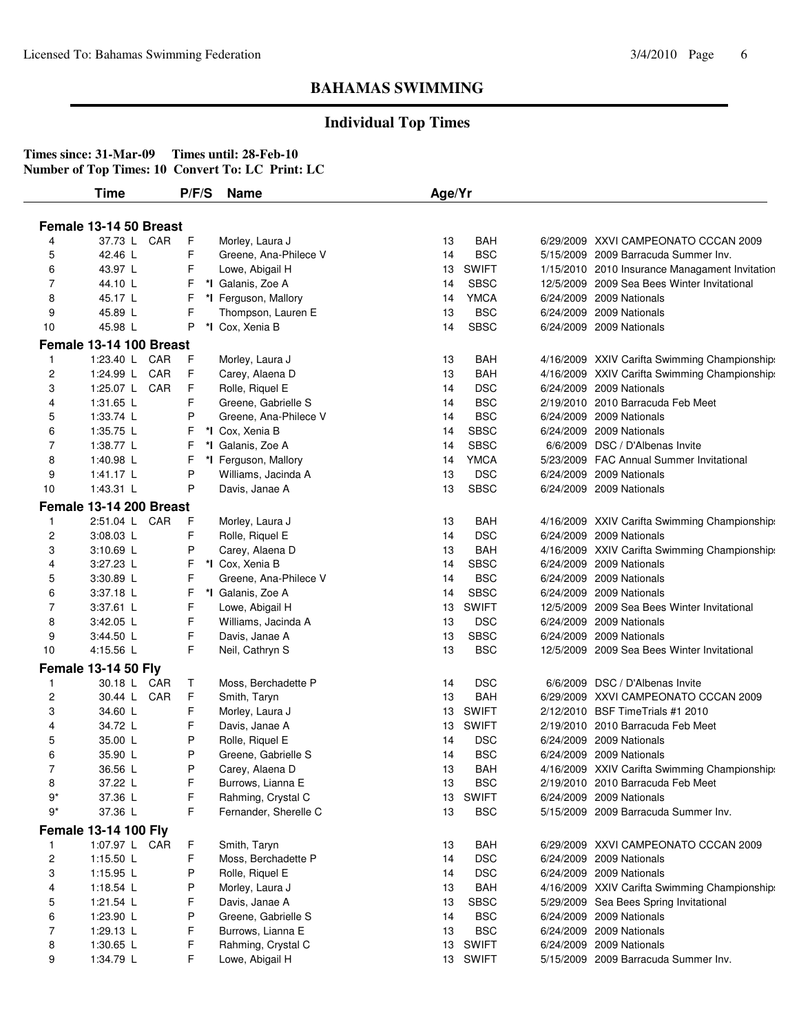## BAHAMAS SWIMMING

### Individual Top Times

**Times since: 31-Mar-09 Times until: 28-Feb-10**
**Number of Top Times: 10 Convert To: LC Print: LC**

| | Time | | P/F/S | | Name | Age/Yr | | | |
|---|---|---|---|---|---|---|---|---|---|
| **Female 13-14 50 Breast** | | | | | | | | | |
| 4 | 37.73 L | CAR | F | | Morley, Laura J | 13 | BAH | 6/29/2009 | XXVI CAMPEONATO CCCAN 2009 |
| 5 | 42.46 L | | F | | Greene, Ana-Philece V | 14 | BSC | 5/15/2009 | 2009 Barracuda Summer Inv. |
| 6 | 43.97 L | | F | | Lowe, Abigail H | 13 | SWIFT | 1/15/2010 | 2010 Insurance Managament Invitation |
| 7 | 44.10 L | | F | *I | Galanis, Zoe A | 14 | SBSC | 12/5/2009 | 2009 Sea Bees Winter Invitational |
| 8 | 45.17 L | | F | *I | Ferguson, Mallory | 14 | YMCA | 6/24/2009 | 2009 Nationals |
| 9 | 45.89 L | | F | | Thompson, Lauren E | 13 | BSC | 6/24/2009 | 2009 Nationals |
| 10 | 45.98 L | | P | *I | Cox, Xenia B | 14 | SBSC | 6/24/2009 | 2009 Nationals |
| **Female 13-14 100 Breast** | | | | | | | | | |
| 1 | 1:23.40 L | CAR | F | | Morley, Laura J | 13 | BAH | 4/16/2009 | XXIV Carifta Swimming Championships |
| 2 | 1:24.99 L | CAR | F | | Carey, Alaena D | 13 | BAH | 4/16/2009 | XXIV Carifta Swimming Championships |
| 3 | 1:25.07 L | CAR | F | | Rolle, Riquel E | 14 | DSC | 6/24/2009 | 2009 Nationals |
| 4 | 1:31.65 L | | F | | Greene, Gabrielle S | 14 | BSC | 2/19/2010 | 2010 Barracuda Feb Meet |
| 5 | 1:33.74 L | | P | | Greene, Ana-Philece V | 14 | BSC | 6/24/2009 | 2009 Nationals |
| 6 | 1:35.75 L | | F | *I | Cox, Xenia B | 14 | SBSC | 6/24/2009 | 2009 Nationals |
| 7 | 1:38.77 L | | F | *I | Galanis, Zoe A | 14 | SBSC | 6/6/2009 | DSC / D'Albenas Invite |
| 8 | 1:40.98 L | | F | *I | Ferguson, Mallory | 14 | YMCA | 5/23/2009 | FAC Annual Summer Invitational |
| 9 | 1:41.17 L | | P | | Williams, Jacinda A | 13 | DSC | 6/24/2009 | 2009 Nationals |
| 10 | 1:43.31 L | | P | | Davis, Janae A | 13 | SBSC | 6/24/2009 | 2009 Nationals |
| **Female 13-14 200 Breast** | | | | | | | | | |
| 1 | 2:51.04 L | CAR | F | | Morley, Laura J | 13 | BAH | 4/16/2009 | XXIV Carifta Swimming Championships |
| 2 | 3:08.03 L | | F | | Rolle, Riquel E | 14 | DSC | 6/24/2009 | 2009 Nationals |
| 3 | 3:10.69 L | | P | | Carey, Alaena D | 13 | BAH | 4/16/2009 | XXIV Carifta Swimming Championships |
| 4 | 3:27.23 L | | F | *I | Cox, Xenia B | 14 | SBSC | 6/24/2009 | 2009 Nationals |
| 5 | 3:30.89 L | | F | | Greene, Ana-Philece V | 14 | BSC | 6/24/2009 | 2009 Nationals |
| 6 | 3:37.18 L | | F | *I | Galanis, Zoe A | 14 | SBSC | 6/24/2009 | 2009 Nationals |
| 7 | 3:37.61 L | | F | | Lowe, Abigail H | 13 | SWIFT | 12/5/2009 | 2009 Sea Bees Winter Invitational |
| 8 | 3:42.05 L | | F | | Williams, Jacinda A | 13 | DSC | 6/24/2009 | 2009 Nationals |
| 9 | 3:44.50 L | | F | | Davis, Janae A | 13 | SBSC | 6/24/2009 | 2009 Nationals |
| 10 | 4:15.56 L | | F | | Neil, Cathryn S | 13 | BSC | 12/5/2009 | 2009 Sea Bees Winter Invitational |
| **Female 13-14 50 Fly** | | | | | | | | | |
| 1 | 30.18 L | CAR | T | | Moss, Berchadette P | 14 | DSC | 6/6/2009 | DSC / D'Albenas Invite |
| 2 | 30.44 L | CAR | F | | Smith, Taryn | 13 | BAH | 6/29/2009 | XXVI CAMPEONATO CCCAN 2009 |
| 3 | 34.60 L | | F | | Morley, Laura J | 13 | SWIFT | 2/12/2010 | BSF TimeTrials #1 2010 |
| 4 | 34.72 L | | F | | Davis, Janae A | 13 | SWIFT | 2/19/2010 | 2010 Barracuda Feb Meet |
| 5 | 35.00 L | | P | | Rolle, Riquel E | 14 | DSC | 6/24/2009 | 2009 Nationals |
| 6 | 35.90 L | | P | | Greene, Gabrielle S | 14 | BSC | 6/24/2009 | 2009 Nationals |
| 7 | 36.56 L | | P | | Carey, Alaena D | 13 | BAH | 4/16/2009 | XXIV Carifta Swimming Championships |
| 8 | 37.22 L | | F | | Burrows, Lianna E | 13 | BSC | 2/19/2010 | 2010 Barracuda Feb Meet |
| 9* | 37.36 L | | F | | Rahming, Crystal C | 13 | SWIFT | 6/24/2009 | 2009 Nationals |
| 9* | 37.36 L | | F | | Fernander, Sherelle C | 13 | BSC | 5/15/2009 | 2009 Barracuda Summer Inv. |
| **Female 13-14 100 Fly** | | | | | | | | | |
| 1 | 1:07.97 L | CAR | F | | Smith, Taryn | 13 | BAH | 6/29/2009 | XXVI CAMPEONATO CCCAN 2009 |
| 2 | 1:15.50 L | | F | | Moss, Berchadette P | 14 | DSC | 6/24/2009 | 2009 Nationals |
| 3 | 1:15.95 L | | P | | Rolle, Riquel E | 14 | DSC | 6/24/2009 | 2009 Nationals |
| 4 | 1:18.54 L | | P | | Morley, Laura J | 13 | BAH | 4/16/2009 | XXIV Carifta Swimming Championships |
| 5 | 1:21.54 L | | F | | Davis, Janae A | 13 | SBSC | 5/29/2009 | Sea Bees Spring Invitational |
| 6 | 1:23.90 L | | P | | Greene, Gabrielle S | 14 | BSC | 6/24/2009 | 2009 Nationals |
| 7 | 1:29.13 L | | F | | Burrows, Lianna E | 13 | BSC | 6/24/2009 | 2009 Nationals |
| 8 | 1:30.65 L | | F | | Rahming, Crystal C | 13 | SWIFT | 6/24/2009 | 2009 Nationals |
| 9 | 1:34.79 L | | F | | Lowe, Abigail H | 13 | SWIFT | 5/15/2009 | 2009 Barracuda Summer Inv. |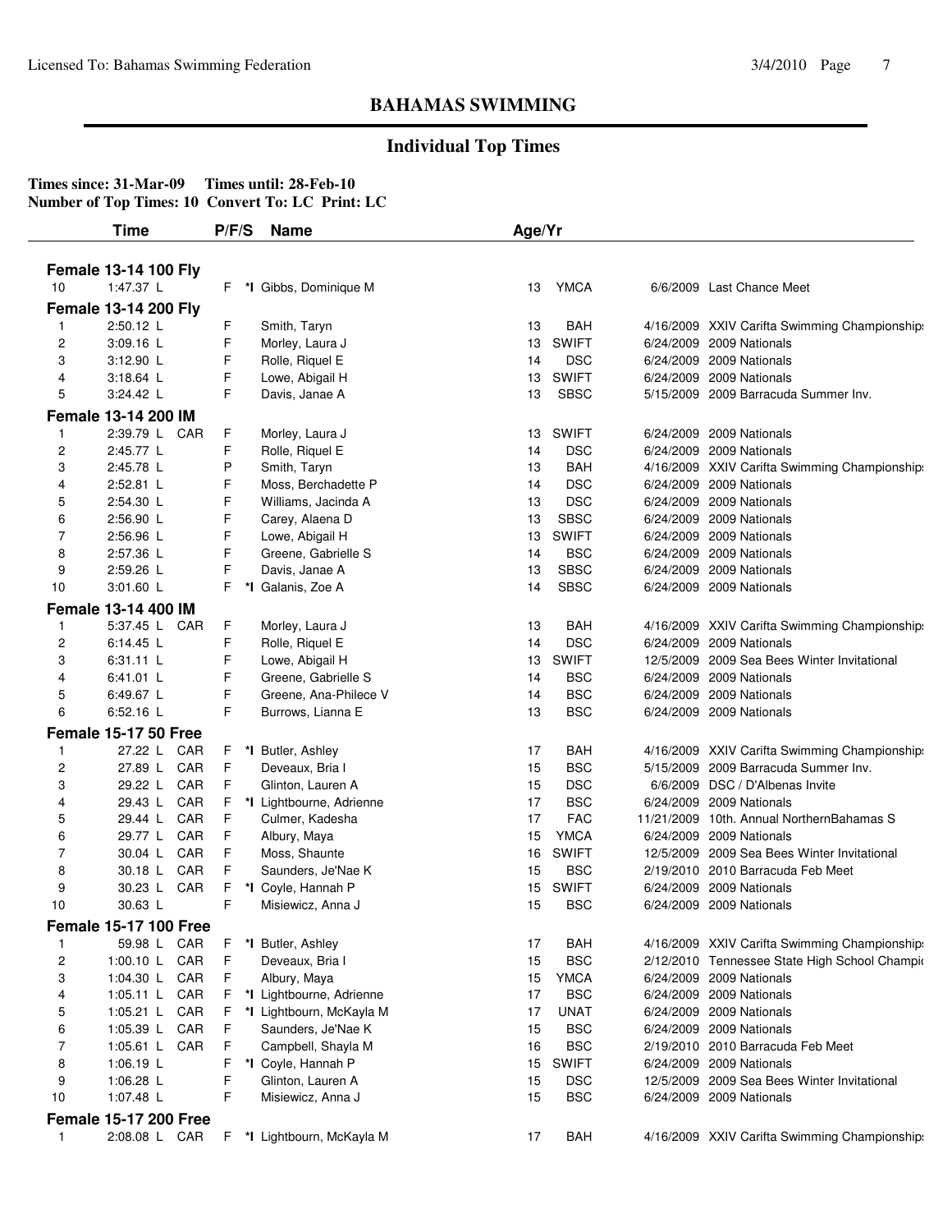## BAHAMAS SWIMMING

### Individual Top Times

**Times since: 31-Mar-09 Times until: 28-Feb-10**
**Number of Top Times: 10 Convert To: LC Print: LC**

| | Time | | P/F/S | | Name | Age/Yr | | | |
|---|---|---|---|---|---|---|---|---|---|
| **Female 13-14 100 Fly** | | | | | | | | | |
| 10 | 1:47.37 L | | F | *I | Gibbs, Dominique M | 13 | YMCA | 6/6/2009 | Last Chance Meet |
| **Female 13-14 200 Fly** | | | | | | | | | |
| 1 | 2:50.12 L | | F | | Smith, Taryn | 13 | BAH | 4/16/2009 | XXIV Carifta Swimming Championship |
| 2 | 3:09.16 L | | F | | Morley, Laura J | 13 | SWIFT | 6/24/2009 | 2009 Nationals |
| 3 | 3:12.90 L | | F | | Rolle, Riquel E | 14 | DSC | 6/24/2009 | 2009 Nationals |
| 4 | 3:18.64 L | | F | | Lowe, Abigail H | 13 | SWIFT | 6/24/2009 | 2009 Nationals |
| 5 | 3:24.42 L | | F | | Davis, Janae A | 13 | SBSC | 5/15/2009 | 2009 Barracuda Summer Inv. |
| **Female 13-14 200 IM** | | | | | | | | | |
| 1 | 2:39.79 L | CAR | F | | Morley, Laura J | 13 | SWIFT | 6/24/2009 | 2009 Nationals |
| 2 | 2:45.77 L | | F | | Rolle, Riquel E | 14 | DSC | 6/24/2009 | 2009 Nationals |
| 3 | 2:45.78 L | | P | | Smith, Taryn | 13 | BAH | 4/16/2009 | XXIV Carifta Swimming Championship |
| 4 | 2:52.81 L | | F | | Moss, Berchadette P | 14 | DSC | 6/24/2009 | 2009 Nationals |
| 5 | 2:54.30 L | | F | | Williams, Jacinda A | 13 | DSC | 6/24/2009 | 2009 Nationals |
| 6 | 2:56.90 L | | F | | Carey, Alaena D | 13 | SBSC | 6/24/2009 | 2009 Nationals |
| 7 | 2:56.96 L | | F | | Lowe, Abigail H | 13 | SWIFT | 6/24/2009 | 2009 Nationals |
| 8 | 2:57.36 L | | F | | Greene, Gabrielle S | 14 | BSC | 6/24/2009 | 2009 Nationals |
| 9 | 2:59.26 L | | F | | Davis, Janae A | 13 | SBSC | 6/24/2009 | 2009 Nationals |
| 10 | 3:01.60 L | | F | *I | Galanis, Zoe A | 14 | SBSC | 6/24/2009 | 2009 Nationals |
| **Female 13-14 400 IM** | | | | | | | | | |
| 1 | 5:37.45 L | CAR | F | | Morley, Laura J | 13 | BAH | 4/16/2009 | XXIV Carifta Swimming Championship |
| 2 | 6:14.45 L | | F | | Rolle, Riquel E | 14 | DSC | 6/24/2009 | 2009 Nationals |
| 3 | 6:31.11 L | | F | | Lowe, Abigail H | 13 | SWIFT | 12/5/2009 | 2009 Sea Bees Winter Invitational |
| 4 | 6:41.01 L | | F | | Greene, Gabrielle S | 14 | BSC | 6/24/2009 | 2009 Nationals |
| 5 | 6:49.67 L | | F | | Greene, Ana-Philece V | 14 | BSC | 6/24/2009 | 2009 Nationals |
| 6 | 6:52.16 L | | F | | Burrows, Lianna E | 13 | BSC | 6/24/2009 | 2009 Nationals |
| **Female 15-17 50 Free** | | | | | | | | | |
| 1 | 27.22 L | CAR | F | *I | Butler, Ashley | 17 | BAH | 4/16/2009 | XXIV Carifta Swimming Championship |
| 2 | 27.89 L | CAR | F | | Deveaux, Bria I | 15 | BSC | 5/15/2009 | 2009 Barracuda Summer Inv. |
| 3 | 29.22 L | CAR | F | | Glinton, Lauren A | 15 | DSC | 6/6/2009 | DSC / D'Albenas Invite |
| 4 | 29.43 L | CAR | F | *I | Lightbourne, Adrienne | 17 | BSC | 6/24/2009 | 2009 Nationals |
| 5 | 29.44 L | CAR | F | | Culmer, Kadesha | 17 | FAC | 11/21/2009 | 10th. Annual NorthernBahamas S |
| 6 | 29.77 L | CAR | F | | Albury, Maya | 15 | YMCA | 6/24/2009 | 2009 Nationals |
| 7 | 30.04 L | CAR | F | | Moss, Shaunte | 16 | SWIFT | 12/5/2009 | 2009 Sea Bees Winter Invitational |
| 8 | 30.18 L | CAR | F | | Saunders, Je'Nae K | 15 | BSC | 2/19/2010 | 2010 Barracuda Feb Meet |
| 9 | 30.23 L | CAR | F | *I | Coyle, Hannah P | 15 | SWIFT | 6/24/2009 | 2009 Nationals |
| 10 | 30.63 L | | F | | Misiewicz, Anna J | 15 | BSC | 6/24/2009 | 2009 Nationals |
| **Female 15-17 100 Free** | | | | | | | | | |
| 1 | 59.98 L | CAR | F | *I | Butler, Ashley | 17 | BAH | 4/16/2009 | XXIV Carifta Swimming Championship |
| 2 | 1:00.10 L | CAR | F | | Deveaux, Bria I | 15 | BSC | 2/12/2010 | Tennessee State High School Champio |
| 3 | 1:04.30 L | CAR | F | | Albury, Maya | 15 | YMCA | 6/24/2009 | 2009 Nationals |
| 4 | 1:05.11 L | CAR | F | *I | Lightbourne, Adrienne | 17 | BSC | 6/24/2009 | 2009 Nationals |
| 5 | 1:05.21 L | CAR | F | *I | Lightbourn, McKayla M | 17 | UNAT | 6/24/2009 | 2009 Nationals |
| 6 | 1:05.39 L | CAR | F | | Saunders, Je'Nae K | 15 | BSC | 6/24/2009 | 2009 Nationals |
| 7 | 1:05.61 L | CAR | F | | Campbell, Shayla M | 16 | BSC | 2/19/2010 | 2010 Barracuda Feb Meet |
| 8 | 1:06.19 L | | F | *I | Coyle, Hannah P | 15 | SWIFT | 6/24/2009 | 2009 Nationals |
| 9 | 1:06.28 L | | F | | Glinton, Lauren A | 15 | DSC | 12/5/2009 | 2009 Sea Bees Winter Invitational |
| 10 | 1:07.48 L | | F | | Misiewicz, Anna J | 15 | BSC | 6/24/2009 | 2009 Nationals |
| **Female 15-17 200 Free** | | | | | | | | | |
| 1 | 2:08.08 L | CAR | F | *I | Lightbourn, McKayla M | 17 | BAH | 4/16/2009 | XXIV Carifta Swimming Championship |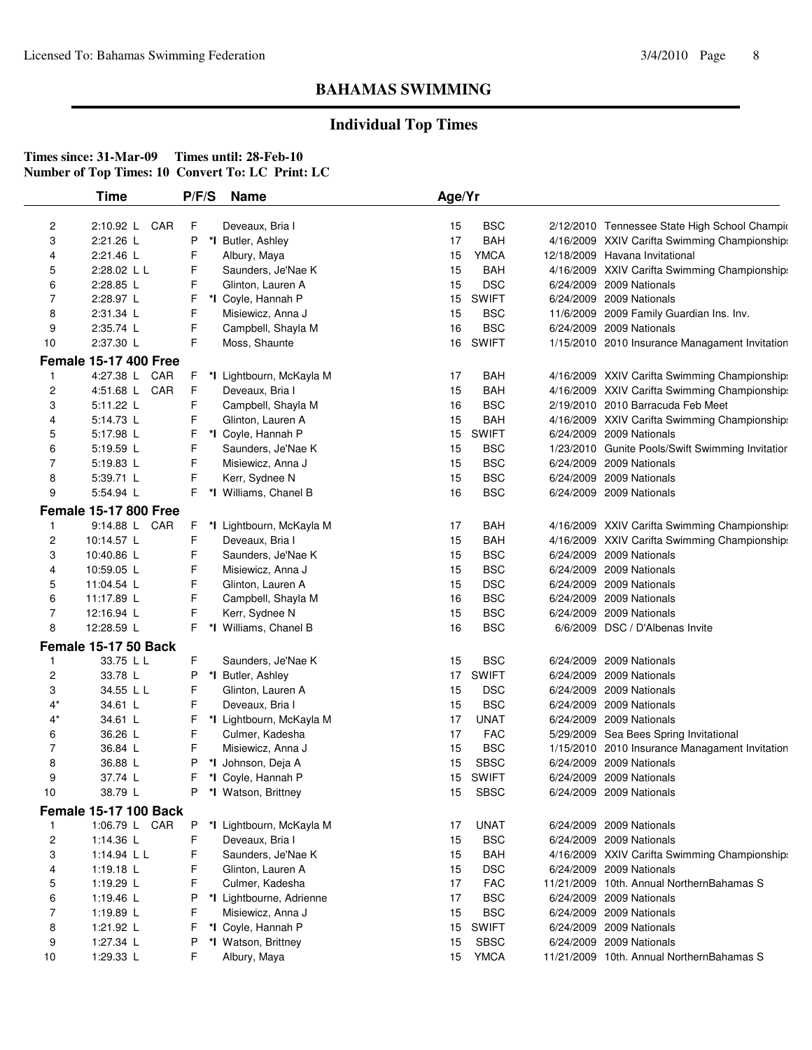# BAHAMAS SWIMMING

## Individual Top Times

**Times since: 31-Mar-09 Times until: 28-Feb-10**
**Number of Top Times: 10 Convert To: LC Print: LC**

| | Time | | P/F/S | | Name | Age/Yr | | | |
|---|---|---|---|---|---|---|---|---|---|
| 2 | 2:10.92 L | CAR | F | | Deveaux, Bria I | 15 | BSC | 2/12/2010 | Tennessee State High School Champio |
| 3 | 2:21.26 L | | P | *I | Butler, Ashley | 17 | BAH | 4/16/2009 | XXIV Carifta Swimming Championships |
| 4 | 2:21.46 L | | F | | Albury, Maya | 15 | YMCA | 12/18/2009 | Havana Invitational |
| 5 | 2:28.02 L L | | F | | Saunders, Je'Nae K | 15 | BAH | 4/16/2009 | XXIV Carifta Swimming Championships |
| 6 | 2:28.85 L | | F | | Glinton, Lauren A | 15 | DSC | 6/24/2009 | 2009 Nationals |
| 7 | 2:28.97 L | | F | *I | Coyle, Hannah P | 15 | SWIFT | 6/24/2009 | 2009 Nationals |
| 8 | 2:31.34 L | | F | | Misiewicz, Anna J | 15 | BSC | 11/6/2009 | 2009 Family Guardian Ins. Inv. |
| 9 | 2:35.74 L | | F | | Campbell, Shayla M | 16 | BSC | 6/24/2009 | 2009 Nationals |
| 10 | 2:37.30 L | | F | | Moss, Shaunte | 16 | SWIFT | 1/15/2010 | 2010 Insurance Managament Invitation |
| **Female 15-17 400 Free** | | | | | | | | | |
| 1 | 4:27.38 L | CAR | F | *I | Lightbourn, McKayla M | 17 | BAH | 4/16/2009 | XXIV Carifta Swimming Championships |
| 2 | 4:51.68 L | CAR | F | | Deveaux, Bria I | 15 | BAH | 4/16/2009 | XXIV Carifta Swimming Championships |
| 3 | 5:11.22 L | | F | | Campbell, Shayla M | 16 | BSC | 2/19/2010 | 2010 Barracuda Feb Meet |
| 4 | 5:14.73 L | | F | | Glinton, Lauren A | 15 | BAH | 4/16/2009 | XXIV Carifta Swimming Championships |
| 5 | 5:17.98 L | | F | *I | Coyle, Hannah P | 15 | SWIFT | 6/24/2009 | 2009 Nationals |
| 6 | 5:19.59 L | | F | | Saunders, Je'Nae K | 15 | BSC | 1/23/2010 | Gunite Pools/Swift Swimming Invitation |
| 7 | 5:19.83 L | | F | | Misiewicz, Anna J | 15 | BSC | 6/24/2009 | 2009 Nationals |
| 8 | 5:39.71 L | | F | | Kerr, Sydnee N | 15 | BSC | 6/24/2009 | 2009 Nationals |
| 9 | 5:54.94 L | | F | *I | Williams, Chanel B | 16 | BSC | 6/24/2009 | 2009 Nationals |
| **Female 15-17 800 Free** | | | | | | | | | |
| 1 | 9:14.88 L | CAR | F | *I | Lightbourn, McKayla M | 17 | BAH | 4/16/2009 | XXIV Carifta Swimming Championships |
| 2 | 10:14.57 L | | F | | Deveaux, Bria I | 15 | BAH | 4/16/2009 | XXIV Carifta Swimming Championships |
| 3 | 10:40.86 L | | F | | Saunders, Je'Nae K | 15 | BSC | 6/24/2009 | 2009 Nationals |
| 4 | 10:59.05 L | | F | | Misiewicz, Anna J | 15 | BSC | 6/24/2009 | 2009 Nationals |
| 5 | 11:04.54 L | | F | | Glinton, Lauren A | 15 | DSC | 6/24/2009 | 2009 Nationals |
| 6 | 11:17.89 L | | F | | Campbell, Shayla M | 16 | BSC | 6/24/2009 | 2009 Nationals |
| 7 | 12:16.94 L | | F | | Kerr, Sydnee N | 15 | BSC | 6/24/2009 | 2009 Nationals |
| 8 | 12:28.59 L | | F | *I | Williams, Chanel B | 16 | BSC | 6/6/2009 | DSC / D'Albenas Invite |
| **Female 15-17 50 Back** | | | | | | | | | |
| 1 | 33.75 L L | | F | | Saunders, Je'Nae K | 15 | BSC | 6/24/2009 | 2009 Nationals |
| 2 | 33.78 L | | P | *I | Butler, Ashley | 17 | SWIFT | 6/24/2009 | 2009 Nationals |
| 3 | 34.55 L L | | F | | Glinton, Lauren A | 15 | DSC | 6/24/2009 | 2009 Nationals |
| 4* | 34.61 L | | F | | Deveaux, Bria I | 15 | BSC | 6/24/2009 | 2009 Nationals |
| 4* | 34.61 L | | F | *I | Lightbourn, McKayla M | 17 | UNAT | 6/24/2009 | 2009 Nationals |
| 6 | 36.26 L | | F | | Culmer, Kadesha | 17 | FAC | 5/29/2009 | Sea Bees Spring Invitational |
| 7 | 36.84 L | | F | | Misiewicz, Anna J | 15 | BSC | 1/15/2010 | 2010 Insurance Managament Invitation |
| 8 | 36.88 L | | P | *I | Johnson, Deja A | 15 | SBSC | 6/24/2009 | 2009 Nationals |
| 9 | 37.74 L | | F | *I | Coyle, Hannah P | 15 | SWIFT | 6/24/2009 | 2009 Nationals |
| 10 | 38.79 L | | P | *I | Watson, Brittney | 15 | SBSC | 6/24/2009 | 2009 Nationals |
| **Female 15-17 100 Back** | | | | | | | | | |
| 1 | 1:06.79 L | CAR | P | *I | Lightbourn, McKayla M | 17 | UNAT | 6/24/2009 | 2009 Nationals |
| 2 | 1:14.36 L | | F | | Deveaux, Bria I | 15 | BSC | 6/24/2009 | 2009 Nationals |
| 3 | 1:14.94 L L | | F | | Saunders, Je'Nae K | 15 | BAH | 4/16/2009 | XXIV Carifta Swimming Championships |
| 4 | 1:19.18 L | | F | | Glinton, Lauren A | 15 | DSC | 6/24/2009 | 2009 Nationals |
| 5 | 1:19.29 L | | F | | Culmer, Kadesha | 17 | FAC | 11/21/2009 | 10th. Annual NorthernBahamas S |
| 6 | 1:19.46 L | | P | *I | Lightbourne, Adrienne | 17 | BSC | 6/24/2009 | 2009 Nationals |
| 7 | 1:19.89 L | | F | | Misiewicz, Anna J | 15 | BSC | 6/24/2009 | 2009 Nationals |
| 8 | 1:21.92 L | | F | *I | Coyle, Hannah P | 15 | SWIFT | 6/24/2009 | 2009 Nationals |
| 9 | 1:27.34 L | | P | *I | Watson, Brittney | 15 | SBSC | 6/24/2009 | 2009 Nationals |
| 10 | 1:29.33 L | | F | | Albury, Maya | 15 | YMCA | 11/21/2009 | 10th. Annual NorthernBahamas S |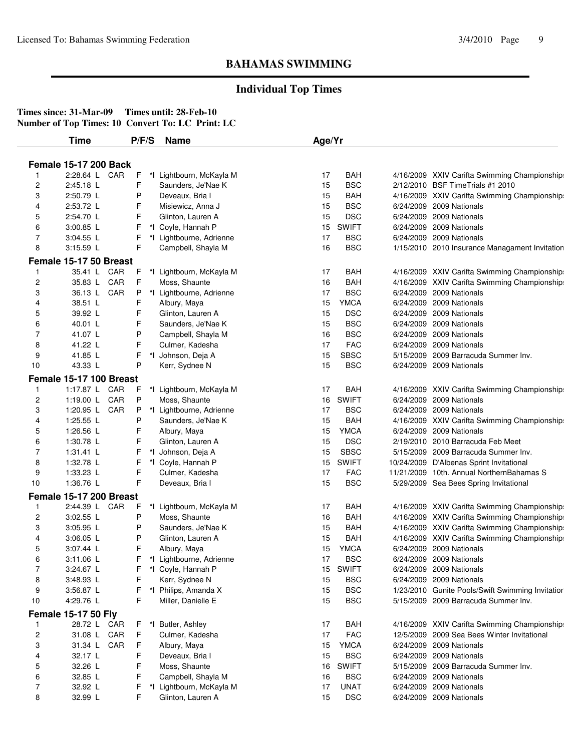## BAHAMAS SWIMMING

### Individual Top Times

**Times since: 31-Mar-09 Times until: 28-Feb-10**
**Number of Top Times: 10 Convert To: LC Print: LC**

| | Time | | P/F/S | | Name | Age/Yr | | | |
|---|---|---|---|---|---|---|---|---|---|
| **Female 15-17 200 Back** | | | | | | | | | |
| 1 | 2:28.64 L | CAR | F | *I | Lightbourn, McKayla M | 17 | BAH | 4/16/2009 | XXIV Carifta Swimming Championship |
| 2 | 2:45.18 L | | F | | Saunders, Je'Nae K | 15 | BSC | 2/12/2010 | BSF TimeTrials #1 2010 |
| 3 | 2:50.79 L | | P | | Deveaux, Bria I | 15 | BAH | 4/16/2009 | XXIV Carifta Swimming Championship |
| 4 | 2:53.72 L | | F | | Misiewicz, Anna J | 15 | BSC | 6/24/2009 | 2009 Nationals |
| 5 | 2:54.70 L | | F | | Glinton, Lauren A | 15 | DSC | 6/24/2009 | 2009 Nationals |
| 6 | 3:00.85 L | | F | *I | Coyle, Hannah P | 15 | SWIFT | 6/24/2009 | 2009 Nationals |
| 7 | 3:04.55 L | | F | *I | Lightbourne, Adrienne | 17 | BSC | 6/24/2009 | 2009 Nationals |
| 8 | 3:15.59 L | | F | | Campbell, Shayla M | 16 | BSC | 1/15/2010 | 2010 Insurance Managament Invitation |
| **Female 15-17 50 Breast** | | | | | | | | | |
| 1 | 35.41 L | CAR | F | *I | Lightbourn, McKayla M | 17 | BAH | 4/16/2009 | XXIV Carifta Swimming Championship |
| 2 | 35.83 L | CAR | F | | Moss, Shaunte | 16 | BAH | 4/16/2009 | XXIV Carifta Swimming Championship |
| 3 | 36.13 L | CAR | P | *I | Lightbourne, Adrienne | 17 | BSC | 6/24/2009 | 2009 Nationals |
| 4 | 38.51 L | | F | | Albury, Maya | 15 | YMCA | 6/24/2009 | 2009 Nationals |
| 5 | 39.92 L | | F | | Glinton, Lauren A | 15 | DSC | 6/24/2009 | 2009 Nationals |
| 6 | 40.01 L | | F | | Saunders, Je'Nae K | 15 | BSC | 6/24/2009 | 2009 Nationals |
| 7 | 41.07 L | | P | | Campbell, Shayla M | 16 | BSC | 6/24/2009 | 2009 Nationals |
| 8 | 41.22 L | | F | | Culmer, Kadesha | 17 | FAC | 6/24/2009 | 2009 Nationals |
| 9 | 41.85 L | | F | *I | Johnson, Deja A | 15 | SBSC | 5/15/2009 | 2009 Barracuda Summer Inv. |
| 10 | 43.33 L | | P | | Kerr, Sydnee N | 15 | BSC | 6/24/2009 | 2009 Nationals |
| **Female 15-17 100 Breast** | | | | | | | | | |
| 1 | 1:17.87 L | CAR | F | *I | Lightbourn, McKayla M | 17 | BAH | 4/16/2009 | XXIV Carifta Swimming Championship |
| 2 | 1:19.00 L | CAR | P | | Moss, Shaunte | 16 | SWIFT | 6/24/2009 | 2009 Nationals |
| 3 | 1:20.95 L | CAR | P | *I | Lightbourne, Adrienne | 17 | BSC | 6/24/2009 | 2009 Nationals |
| 4 | 1:25.55 L | | P | | Saunders, Je'Nae K | 15 | BAH | 4/16/2009 | XXIV Carifta Swimming Championship |
| 5 | 1:26.56 L | | F | | Albury, Maya | 15 | YMCA | 6/24/2009 | 2009 Nationals |
| 6 | 1:30.78 L | | F | | Glinton, Lauren A | 15 | DSC | 2/19/2010 | 2010 Barracuda Feb Meet |
| 7 | 1:31.41 L | | F | *I | Johnson, Deja A | 15 | SBSC | 5/15/2009 | 2009 Barracuda Summer Inv. |
| 8 | 1:32.78 L | | F | *I | Coyle, Hannah P | 15 | SWIFT | 10/24/2009 | D'Albenas Sprint Invitational |
| 9 | 1:33.23 L | | F | | Culmer, Kadesha | 17 | FAC | 11/21/2009 | 10th. Annual NorthernBahamas S |
| 10 | 1:36.76 L | | F | | Deveaux, Bria I | 15 | BSC | 5/29/2009 | Sea Bees Spring Invitational |
| **Female 15-17 200 Breast** | | | | | | | | | |
| 1 | 2:44.39 L | CAR | F | *I | Lightbourn, McKayla M | 17 | BAH | 4/16/2009 | XXIV Carifta Swimming Championship |
| 2 | 3:02.55 L | | P | | Moss, Shaunte | 16 | BAH | 4/16/2009 | XXIV Carifta Swimming Championship |
| 3 | 3:05.95 L | | P | | Saunders, Je'Nae K | 15 | BAH | 4/16/2009 | XXIV Carifta Swimming Championship |
| 4 | 3:06.05 L | | P | | Glinton, Lauren A | 15 | BAH | 4/16/2009 | XXIV Carifta Swimming Championship |
| 5 | 3:07.44 L | | F | | Albury, Maya | 15 | YMCA | 6/24/2009 | 2009 Nationals |
| 6 | 3:11.06 L | | F | *I | Lightbourne, Adrienne | 17 | BSC | 6/24/2009 | 2009 Nationals |
| 7 | 3:24.67 L | | F | *I | Coyle, Hannah P | 15 | SWIFT | 6/24/2009 | 2009 Nationals |
| 8 | 3:48.93 L | | F | | Kerr, Sydnee N | 15 | BSC | 6/24/2009 | 2009 Nationals |
| 9 | 3:56.87 L | | F | *I | Philips, Amanda X | 15 | BSC | 1/23/2010 | Gunite Pools/Swift Swimming Invitation |
| 10 | 4:29.76 L | | F | | Miller, Danielle E | 15 | BSC | 5/15/2009 | 2009 Barracuda Summer Inv. |
| **Female 15-17 50 Fly** | | | | | | | | | |
| 1 | 28.72 L | CAR | F | *I | Butler, Ashley | 17 | BAH | 4/16/2009 | XXIV Carifta Swimming Championship |
| 2 | 31.08 L | CAR | F | | Culmer, Kadesha | 17 | FAC | 12/5/2009 | 2009 Sea Bees Winter Invitational |
| 3 | 31.34 L | CAR | F | | Albury, Maya | 15 | YMCA | 6/24/2009 | 2009 Nationals |
| 4 | 32.17 L | | F | | Deveaux, Bria I | 15 | BSC | 6/24/2009 | 2009 Nationals |
| 5 | 32.26 L | | F | | Moss, Shaunte | 16 | SWIFT | 5/15/2009 | 2009 Barracuda Summer Inv. |
| 6 | 32.85 L | | F | | Campbell, Shayla M | 16 | BSC | 6/24/2009 | 2009 Nationals |
| 7 | 32.92 L | | F | *I | Lightbourn, McKayla M | 17 | UNAT | 6/24/2009 | 2009 Nationals |
| 8 | 32.99 L | | F | | Glinton, Lauren A | 15 | DSC | 6/24/2009 | 2009 Nationals |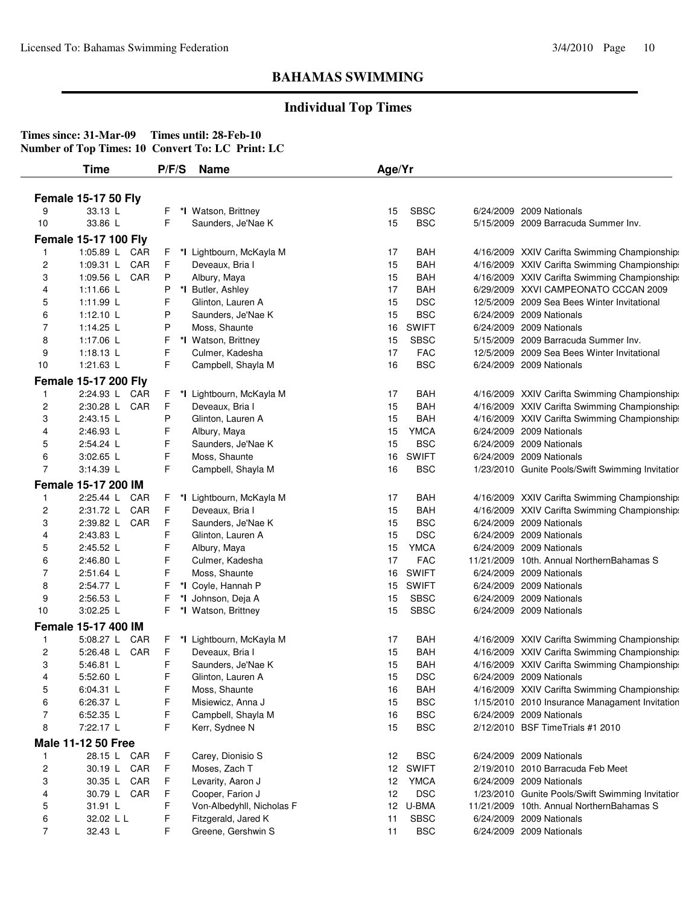## BAHAMAS SWIMMING

### Individual Top Times

**Times since: 31-Mar-09 Times until: 28-Feb-10**
**Number of Top Times: 10 Convert To: LC Print: LC**

| | Time | | P/F/S | | Name | Age/Yr | | | |
|---|---|---|---|---|---|---|---|---|---|
| **Female 15-17 50 Fly** | | | | | | | | | |
| 9 | 33.13 L | | F | *I | Watson, Brittney | 15 | SBSC | 6/24/2009 | 2009 Nationals |
| 10 | 33.86 L | | F | | Saunders, Je'Nae K | 15 | BSC | 5/15/2009 | 2009 Barracuda Summer Inv. |
| **Female 15-17 100 Fly** | | | | | | | | | |
| 1 | 1:05.89 L | CAR | F | *I | Lightbourn, McKayla M | 17 | BAH | 4/16/2009 | XXIV Carifta Swimming Championships |
| 2 | 1:09.31 L | CAR | F | | Deveaux, Bria I | 15 | BAH | 4/16/2009 | XXIV Carifta Swimming Championships |
| 3 | 1:09.56 L | CAR | P | | Albury, Maya | 15 | BAH | 4/16/2009 | XXIV Carifta Swimming Championships |
| 4 | 1:11.66 L | | P | *I | Butler, Ashley | 17 | BAH | 6/29/2009 | XXVI CAMPEONATO CCCAN 2009 |
| 5 | 1:11.99 L | | F | | Glinton, Lauren A | 15 | DSC | 12/5/2009 | 2009 Sea Bees Winter Invitational |
| 6 | 1:12.10 L | | P | | Saunders, Je'Nae K | 15 | BSC | 6/24/2009 | 2009 Nationals |
| 7 | 1:14.25 L | | P | | Moss, Shaunte | 16 | SWIFT | 6/24/2009 | 2009 Nationals |
| 8 | 1:17.06 L | | F | *I | Watson, Brittney | 15 | SBSC | 5/15/2009 | 2009 Barracuda Summer Inv. |
| 9 | 1:18.13 L | | F | | Culmer, Kadesha | 17 | FAC | 12/5/2009 | 2009 Sea Bees Winter Invitational |
| 10 | 1:21.63 L | | F | | Campbell, Shayla M | 16 | BSC | 6/24/2009 | 2009 Nationals |
| **Female 15-17 200 Fly** | | | | | | | | | |
| 1 | 2:24.93 L | CAR | F | *I | Lightbourn, McKayla M | 17 | BAH | 4/16/2009 | XXIV Carifta Swimming Championships |
| 2 | 2:30.28 L | CAR | F | | Deveaux, Bria I | 15 | BAH | 4/16/2009 | XXIV Carifta Swimming Championships |
| 3 | 2:43.15 L | | P | | Glinton, Lauren A | 15 | BAH | 4/16/2009 | XXIV Carifta Swimming Championships |
| 4 | 2:46.93 L | | F | | Albury, Maya | 15 | YMCA | 6/24/2009 | 2009 Nationals |
| 5 | 2:54.24 L | | F | | Saunders, Je'Nae K | 15 | BSC | 6/24/2009 | 2009 Nationals |
| 6 | 3:02.65 L | | F | | Moss, Shaunte | 16 | SWIFT | 6/24/2009 | 2009 Nationals |
| 7 | 3:14.39 L | | F | | Campbell, Shayla M | 16 | BSC | 1/23/2010 | Gunite Pools/Swift Swimming Invitation |
| **Female 15-17 200 IM** | | | | | | | | | |
| 1 | 2:25.44 L | CAR | F | *I | Lightbourn, McKayla M | 17 | BAH | 4/16/2009 | XXIV Carifta Swimming Championships |
| 2 | 2:31.72 L | CAR | F | | Deveaux, Bria I | 15 | BAH | 4/16/2009 | XXIV Carifta Swimming Championships |
| 3 | 2:39.82 L | CAR | F | | Saunders, Je'Nae K | 15 | BSC | 6/24/2009 | 2009 Nationals |
| 4 | 2:43.83 L | | F | | Glinton, Lauren A | 15 | DSC | 6/24/2009 | 2009 Nationals |
| 5 | 2:45.52 L | | F | | Albury, Maya | 15 | YMCA | 6/24/2009 | 2009 Nationals |
| 6 | 2:46.80 L | | F | | Culmer, Kadesha | 17 | FAC | 11/21/2009 | 10th. Annual NorthernBahamas S |
| 7 | 2:51.64 L | | F | | Moss, Shaunte | 16 | SWIFT | 6/24/2009 | 2009 Nationals |
| 8 | 2:54.77 L | | F | *I | Coyle, Hannah P | 15 | SWIFT | 6/24/2009 | 2009 Nationals |
| 9 | 2:56.53 L | | F | *I | Johnson, Deja A | 15 | SBSC | 6/24/2009 | 2009 Nationals |
| 10 | 3:02.25 L | | F | *I | Watson, Brittney | 15 | SBSC | 6/24/2009 | 2009 Nationals |
| **Female 15-17 400 IM** | | | | | | | | | |
| 1 | 5:08.27 L | CAR | F | *I | Lightbourn, McKayla M | 17 | BAH | 4/16/2009 | XXIV Carifta Swimming Championships |
| 2 | 5:26.48 L | CAR | F | | Deveaux, Bria I | 15 | BAH | 4/16/2009 | XXIV Carifta Swimming Championships |
| 3 | 5:46.81 L | | F | | Saunders, Je'Nae K | 15 | BAH | 4/16/2009 | XXIV Carifta Swimming Championships |
| 4 | 5:52.60 L | | F | | Glinton, Lauren A | 15 | DSC | 6/24/2009 | 2009 Nationals |
| 5 | 6:04.31 L | | F | | Moss, Shaunte | 16 | BAH | 4/16/2009 | XXIV Carifta Swimming Championships |
| 6 | 6:26.37 L | | F | | Misiewicz, Anna J | 15 | BSC | 1/15/2010 | 2010 Insurance Managament Invitation |
| 7 | 6:52.35 L | | F | | Campbell, Shayla M | 16 | BSC | 6/24/2009 | 2009 Nationals |
| 8 | 7:22.17 L | | F | | Kerr, Sydnee N | 15 | BSC | 2/12/2010 | BSF TimeTrials #1 2010 |
| **Male 11-12 50 Free** | | | | | | | | | |
| 1 | 28.15 L | CAR | F | | Carey, Dionisio S | 12 | BSC | 6/24/2009 | 2009 Nationals |
| 2 | 30.19 L | CAR | F | | Moses, Zach T | 12 | SWIFT | 2/19/2010 | 2010 Barracuda Feb Meet |
| 3 | 30.35 L | CAR | F | | Levarity, Aaron J | 12 | YMCA | 6/24/2009 | 2009 Nationals |
| 4 | 30.79 L | CAR | F | | Cooper, Farion J | 12 | DSC | 1/23/2010 | Gunite Pools/Swift Swimming Invitation |
| 5 | 31.91 L | | F | | Von-Albedyhll, Nicholas F | 12 | U-BMA | 11/21/2009 | 10th. Annual NorthernBahamas S |
| 6 | 32.02 L L | | F | | Fitzgerald, Jared K | 11 | SBSC | 6/24/2009 | 2009 Nationals |
| 7 | 32.43 L | | F | | Greene, Gershwin S | 11 | BSC | 6/24/2009 | 2009 Nationals |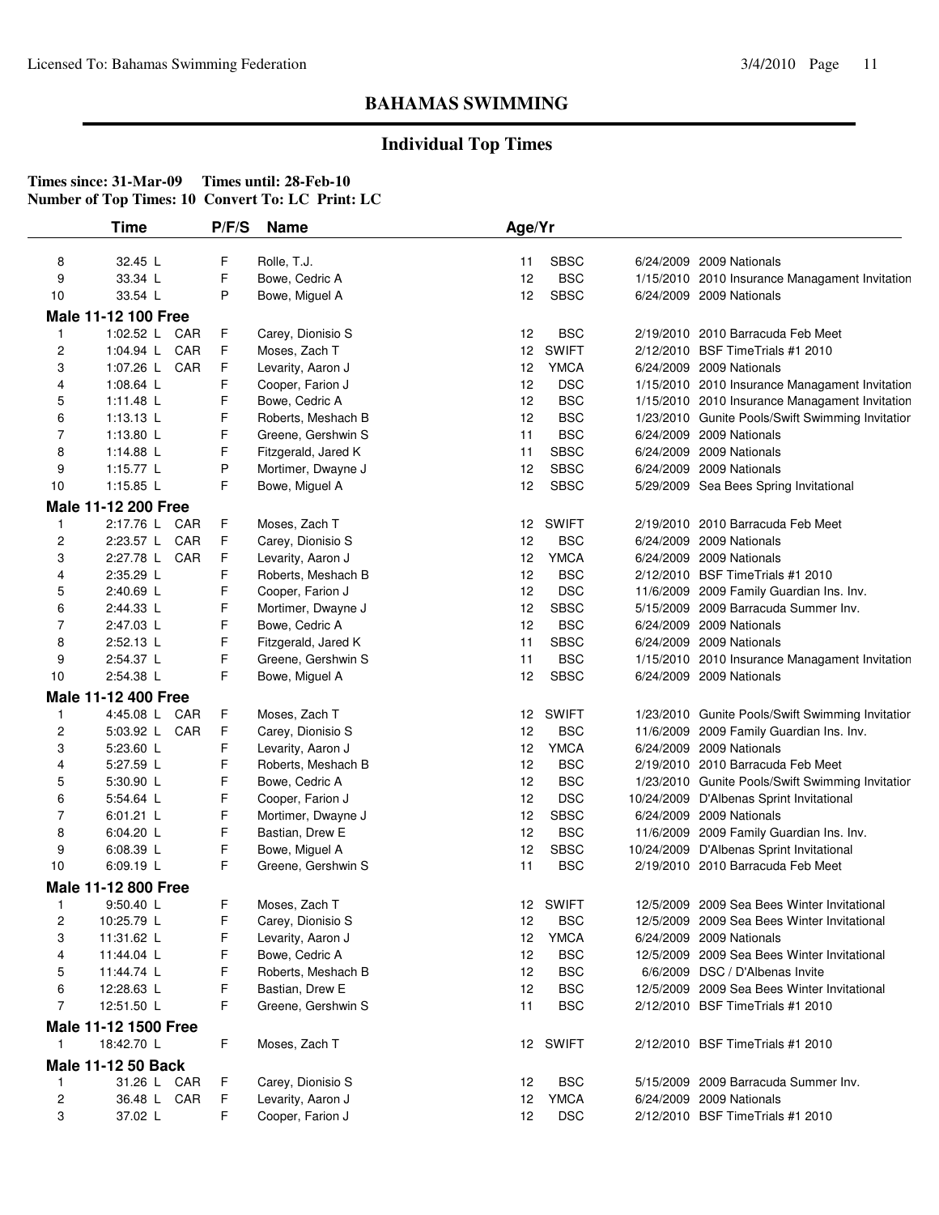## BAHAMAS SWIMMING

### Individual Top Times

**Times since: 31-Mar-09 Times until: 28-Feb-10**
**Number of Top Times: 10 Convert To: LC Print: LC**

| | Time | | P/F/S | Name | Age/Yr | | | |
|---|---|---|---|---|---|---|---|---|
| 8 | 32.45 L | | F | Rolle, T.J. | 11 | SBSC | 6/24/2009 | 2009 Nationals |
| 9 | 33.34 L | | F | Bowe, Cedric A | 12 | BSC | 1/15/2010 | 2010 Insurance Managament Invitation |
| 10 | 33.54 L | | P | Bowe, Miguel A | 12 | SBSC | 6/24/2009 | 2009 Nationals |
| **Male 11-12 100 Free** | | | | | | | | |
| 1 | 1:02.52 L | CAR | F | Carey, Dionisio S | 12 | BSC | 2/19/2010 | 2010 Barracuda Feb Meet |
| 2 | 1:04.94 L | CAR | F | Moses, Zach T | 12 | SWIFT | 2/12/2010 | BSF TimeTrials #1 2010 |
| 3 | 1:07.26 L | CAR | F | Levarity, Aaron J | 12 | YMCA | 6/24/2009 | 2009 Nationals |
| 4 | 1:08.64 L | | F | Cooper, Farion J | 12 | DSC | 1/15/2010 | 2010 Insurance Managament Invitation |
| 5 | 1:11.48 L | | F | Bowe, Cedric A | 12 | BSC | 1/15/2010 | 2010 Insurance Managament Invitation |
| 6 | 1:13.13 L | | F | Roberts, Meshach B | 12 | BSC | 1/23/2010 | Gunite Pools/Swift Swimming Invitatior |
| 7 | 1:13.80 L | | F | Greene, Gershwin S | 11 | BSC | 6/24/2009 | 2009 Nationals |
| 8 | 1:14.88 L | | F | Fitzgerald, Jared K | 11 | SBSC | 6/24/2009 | 2009 Nationals |
| 9 | 1:15.77 L | | P | Mortimer, Dwayne J | 12 | SBSC | 6/24/2009 | 2009 Nationals |
| 10 | 1:15.85 L | | F | Bowe, Miguel A | 12 | SBSC | 5/29/2009 | Sea Bees Spring Invitational |
| **Male 11-12 200 Free** | | | | | | | | |
| 1 | 2:17.76 L | CAR | F | Moses, Zach T | 12 | SWIFT | 2/19/2010 | 2010 Barracuda Feb Meet |
| 2 | 2:23.57 L | CAR | F | Carey, Dionisio S | 12 | BSC | 6/24/2009 | 2009 Nationals |
| 3 | 2:27.78 L | CAR | F | Levarity, Aaron J | 12 | YMCA | 6/24/2009 | 2009 Nationals |
| 4 | 2:35.29 L | | F | Roberts, Meshach B | 12 | BSC | 2/12/2010 | BSF TimeTrials #1 2010 |
| 5 | 2:40.69 L | | F | Cooper, Farion J | 12 | DSC | 11/6/2009 | 2009 Family Guardian Ins. Inv. |
| 6 | 2:44.33 L | | F | Mortimer, Dwayne J | 12 | SBSC | 5/15/2009 | 2009 Barracuda Summer Inv. |
| 7 | 2:47.03 L | | F | Bowe, Cedric A | 12 | BSC | 6/24/2009 | 2009 Nationals |
| 8 | 2:52.13 L | | F | Fitzgerald, Jared K | 11 | SBSC | 6/24/2009 | 2009 Nationals |
| 9 | 2:54.37 L | | F | Greene, Gershwin S | 11 | BSC | 1/15/2010 | 2010 Insurance Managament Invitation |
| 10 | 2:54.38 L | | F | Bowe, Miguel A | 12 | SBSC | 6/24/2009 | 2009 Nationals |
| **Male 11-12 400 Free** | | | | | | | | |
| 1 | 4:45.08 L | CAR | F | Moses, Zach T | 12 | SWIFT | 1/23/2010 | Gunite Pools/Swift Swimming Invitatior |
| 2 | 5:03.92 L | CAR | F | Carey, Dionisio S | 12 | BSC | 11/6/2009 | 2009 Family Guardian Ins. Inv. |
| 3 | 5:23.60 L | | F | Levarity, Aaron J | 12 | YMCA | 6/24/2009 | 2009 Nationals |
| 4 | 5:27.59 L | | F | Roberts, Meshach B | 12 | BSC | 2/19/2010 | 2010 Barracuda Feb Meet |
| 5 | 5:30.90 L | | F | Bowe, Cedric A | 12 | BSC | 1/23/2010 | Gunite Pools/Swift Swimming Invitatior |
| 6 | 5:54.64 L | | F | Cooper, Farion J | 12 | DSC | 10/24/2009 | D'Albenas Sprint Invitational |
| 7 | 6:01.21 L | | F | Mortimer, Dwayne J | 12 | SBSC | 6/24/2009 | 2009 Nationals |
| 8 | 6:04.20 L | | F | Bastian, Drew E | 12 | BSC | 11/6/2009 | 2009 Family Guardian Ins. Inv. |
| 9 | 6:08.39 L | | F | Bowe, Miguel A | 12 | SBSC | 10/24/2009 | D'Albenas Sprint Invitational |
| 10 | 6:09.19 L | | F | Greene, Gershwin S | 11 | BSC | 2/19/2010 | 2010 Barracuda Feb Meet |
| **Male 11-12 800 Free** | | | | | | | | |
| 1 | 9:50.40 L | | F | Moses, Zach T | 12 | SWIFT | 12/5/2009 | 2009 Sea Bees Winter Invitational |
| 2 | 10:25.79 L | | F | Carey, Dionisio S | 12 | BSC | 12/5/2009 | 2009 Sea Bees Winter Invitational |
| 3 | 11:31.62 L | | F | Levarity, Aaron J | 12 | YMCA | 6/24/2009 | 2009 Nationals |
| 4 | 11:44.04 L | | F | Bowe, Cedric A | 12 | BSC | 12/5/2009 | 2009 Sea Bees Winter Invitational |
| 5 | 11:44.74 L | | F | Roberts, Meshach B | 12 | BSC | 6/6/2009 | DSC / D'Albenas Invite |
| 6 | 12:28.63 L | | F | Bastian, Drew E | 12 | BSC | 12/5/2009 | 2009 Sea Bees Winter Invitational |
| 7 | 12:51.50 L | | F | Greene, Gershwin S | 11 | BSC | 2/12/2010 | BSF TimeTrials #1 2010 |
| **Male 11-12 1500 Free** | | | | | | | | |
| 1 | 18:42.70 L | | F | Moses, Zach T | 12 | SWIFT | 2/12/2010 | BSF TimeTrials #1 2010 |
| **Male 11-12 50 Back** | | | | | | | | |
| 1 | 31.26 L | CAR | F | Carey, Dionisio S | 12 | BSC | 5/15/2009 | 2009 Barracuda Summer Inv. |
| 2 | 36.48 L | CAR | F | Levarity, Aaron J | 12 | YMCA | 6/24/2009 | 2009 Nationals |
| 3 | 37.02 L | | F | Cooper, Farion J | 12 | DSC | 2/12/2010 | BSF TimeTrials #1 2010 |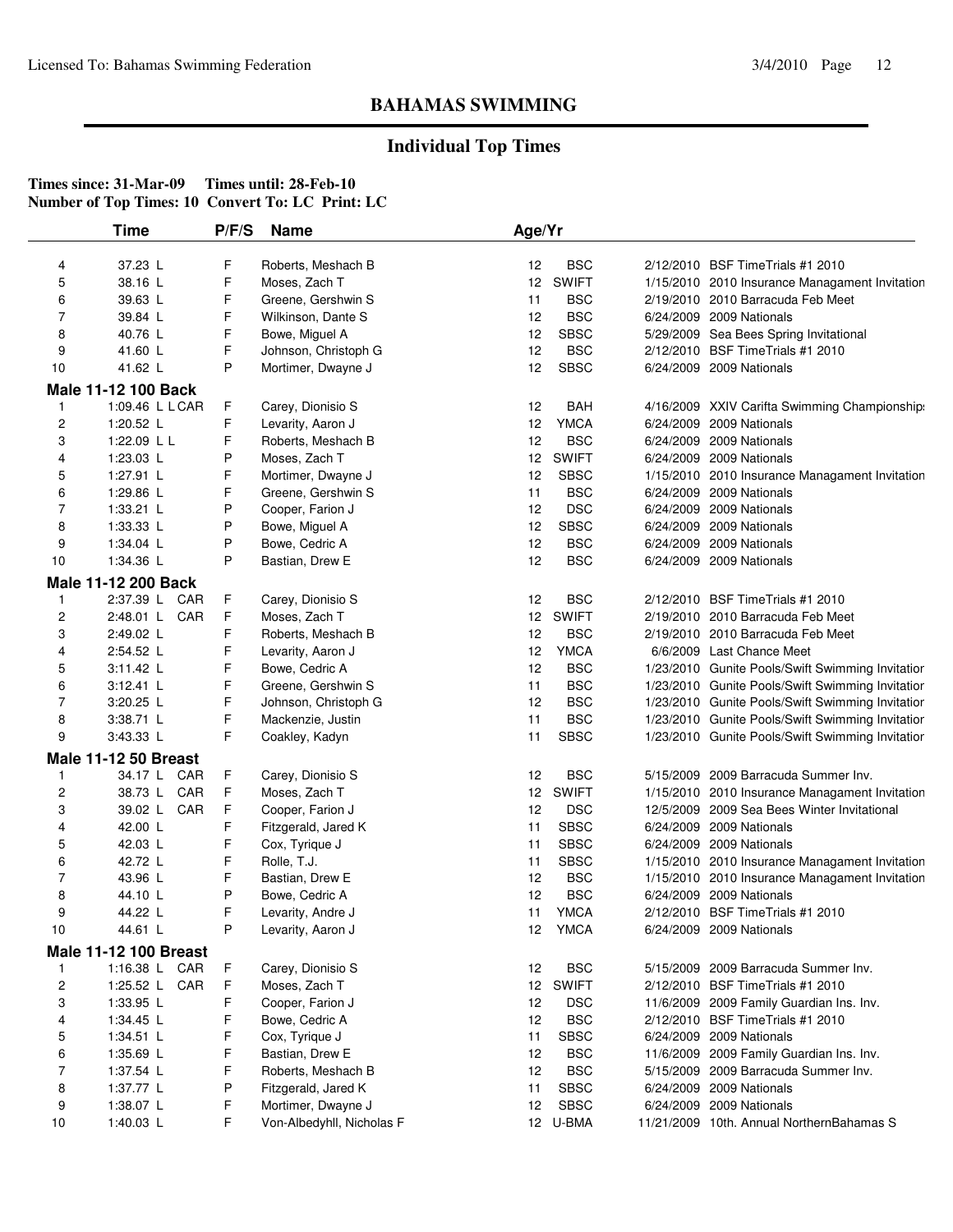# BAHAMAS SWIMMING

## Individual Top Times

**Times since: 31-Mar-09 Times until: 28-Feb-10**
**Number of Top Times: 10 Convert To: LC Print: LC**

| | Time | P/F/S | Name | Age/Yr | | | |
|---|---|---|---|---|---|---|---|
| 4 | 37.23 L | F | Roberts, Meshach B | 12 | BSC | 2/12/2010 | BSF TimeTrials #1 2010 |
| 5 | 38.16 L | F | Moses, Zach T | 12 | SWIFT | 1/15/2010 | 2010 Insurance Managament Invitation |
| 6 | 39.63 L | F | Greene, Gershwin S | 11 | BSC | 2/19/2010 | 2010 Barracuda Feb Meet |
| 7 | 39.84 L | F | Wilkinson, Dante S | 12 | BSC | 6/24/2009 | 2009 Nationals |
| 8 | 40.76 L | F | Bowe, Miguel A | 12 | SBSC | 5/29/2009 | Sea Bees Spring Invitational |
| 9 | 41.60 L | F | Johnson, Christoph G | 12 | BSC | 2/12/2010 | BSF TimeTrials #1 2010 |
| 10 | 41.62 L | P | Mortimer, Dwayne J | 12 | SBSC | 6/24/2009 | 2009 Nationals |
| **Male 11-12 100 Back** | | | | | | | |
| 1 | 1:09.46 L L CAR | F | Carey, Dionisio S | 12 | BAH | 4/16/2009 | XXIV Carifta Swimming Championships |
| 2 | 1:20.52 L | F | Levarity, Aaron J | 12 | YMCA | 6/24/2009 | 2009 Nationals |
| 3 | 1:22.09 L L | F | Roberts, Meshach B | 12 | BSC | 6/24/2009 | 2009 Nationals |
| 4 | 1:23.03 L | P | Moses, Zach T | 12 | SWIFT | 6/24/2009 | 2009 Nationals |
| 5 | 1:27.91 L | F | Mortimer, Dwayne J | 12 | SBSC | 1/15/2010 | 2010 Insurance Managament Invitation |
| 6 | 1:29.86 L | F | Greene, Gershwin S | 11 | BSC | 6/24/2009 | 2009 Nationals |
| 7 | 1:33.21 L | P | Cooper, Farion J | 12 | DSC | 6/24/2009 | 2009 Nationals |
| 8 | 1:33.33 L | P | Bowe, Miguel A | 12 | SBSC | 6/24/2009 | 2009 Nationals |
| 9 | 1:34.04 L | P | Bowe, Cedric A | 12 | BSC | 6/24/2009 | 2009 Nationals |
| 10 | 1:34.36 L | P | Bastian, Drew E | 12 | BSC | 6/24/2009 | 2009 Nationals |
| **Male 11-12 200 Back** | | | | | | | |
| 1 | 2:37.39 L CAR | F | Carey, Dionisio S | 12 | BSC | 2/12/2010 | BSF TimeTrials #1 2010 |
| 2 | 2:48.01 L CAR | F | Moses, Zach T | 12 | SWIFT | 2/19/2010 | 2010 Barracuda Feb Meet |
| 3 | 2:49.02 L | F | Roberts, Meshach B | 12 | BSC | 2/19/2010 | 2010 Barracuda Feb Meet |
| 4 | 2:54.52 L | F | Levarity, Aaron J | 12 | YMCA | 6/6/2009 | Last Chance Meet |
| 5 | 3:11.42 L | F | Bowe, Cedric A | 12 | BSC | 1/23/2010 | Gunite Pools/Swift Swimming Invitation |
| 6 | 3:12.41 L | F | Greene, Gershwin S | 11 | BSC | 1/23/2010 | Gunite Pools/Swift Swimming Invitation |
| 7 | 3:20.25 L | F | Johnson, Christoph G | 12 | BSC | 1/23/2010 | Gunite Pools/Swift Swimming Invitation |
| 8 | 3:38.71 L | F | Mackenzie, Justin | 11 | BSC | 1/23/2010 | Gunite Pools/Swift Swimming Invitation |
| 9 | 3:43.33 L | F | Coakley, Kadyn | 11 | SBSC | 1/23/2010 | Gunite Pools/Swift Swimming Invitation |
| **Male 11-12 50 Breast** | | | | | | | |
| 1 | 34.17 L CAR | F | Carey, Dionisio S | 12 | BSC | 5/15/2009 | 2009 Barracuda Summer Inv. |
| 2 | 38.73 L CAR | F | Moses, Zach T | 12 | SWIFT | 1/15/2010 | 2010 Insurance Managament Invitation |
| 3 | 39.02 L CAR | F | Cooper, Farion J | 12 | DSC | 12/5/2009 | 2009 Sea Bees Winter Invitational |
| 4 | 42.00 L | F | Fitzgerald, Jared K | 11 | SBSC | 6/24/2009 | 2009 Nationals |
| 5 | 42.03 L | F | Cox, Tyrique J | 11 | SBSC | 6/24/2009 | 2009 Nationals |
| 6 | 42.72 L | F | Rolle, T.J. | 11 | SBSC | 1/15/2010 | 2010 Insurance Managament Invitation |
| 7 | 43.96 L | F | Bastian, Drew E | 12 | BSC | 1/15/2010 | 2010 Insurance Managament Invitation |
| 8 | 44.10 L | P | Bowe, Cedric A | 12 | BSC | 6/24/2009 | 2009 Nationals |
| 9 | 44.22 L | F | Levarity, Andre J | 11 | YMCA | 2/12/2010 | BSF TimeTrials #1 2010 |
| 10 | 44.61 L | P | Levarity, Aaron J | 12 | YMCA | 6/24/2009 | 2009 Nationals |
| **Male 11-12 100 Breast** | | | | | | | |
| 1 | 1:16.38 L CAR | F | Carey, Dionisio S | 12 | BSC | 5/15/2009 | 2009 Barracuda Summer Inv. |
| 2 | 1:25.52 L CAR | F | Moses, Zach T | 12 | SWIFT | 2/12/2010 | BSF TimeTrials #1 2010 |
| 3 | 1:33.95 L | F | Cooper, Farion J | 12 | DSC | 11/6/2009 | 2009 Family Guardian Ins. Inv. |
| 4 | 1:34.45 L | F | Bowe, Cedric A | 12 | BSC | 2/12/2010 | BSF TimeTrials #1 2010 |
| 5 | 1:34.51 L | F | Cox, Tyrique J | 11 | SBSC | 6/24/2009 | 2009 Nationals |
| 6 | 1:35.69 L | F | Bastian, Drew E | 12 | BSC | 11/6/2009 | 2009 Family Guardian Ins. Inv. |
| 7 | 1:37.54 L | F | Roberts, Meshach B | 12 | BSC | 5/15/2009 | 2009 Barracuda Summer Inv. |
| 8 | 1:37.77 L | P | Fitzgerald, Jared K | 11 | SBSC | 6/24/2009 | 2009 Nationals |
| 9 | 1:38.07 L | F | Mortimer, Dwayne J | 12 | SBSC | 6/24/2009 | 2009 Nationals |
| 10 | 1:40.03 L | F | Von-Albedyhll, Nicholas F | 12 | U-BMA | 11/21/2009 | 10th. Annual NorthernBahamas S |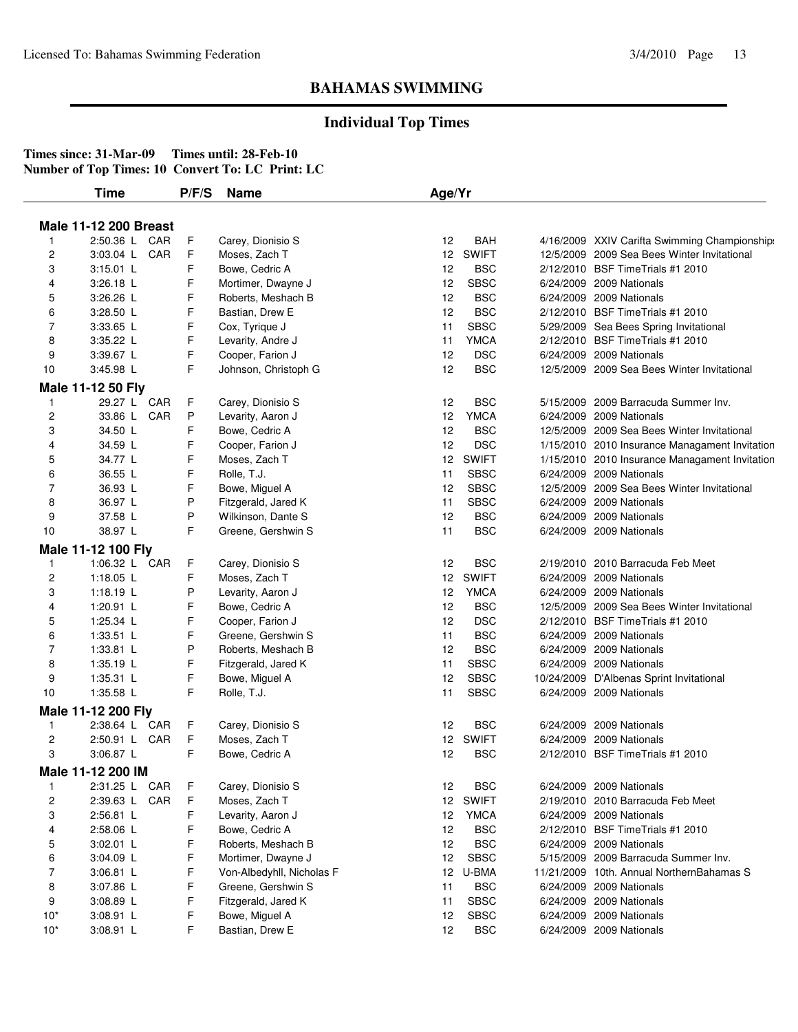# BAHAMAS SWIMMING

## Individual Top Times

**Times since: 31-Mar-09 Times until: 28-Feb-10**
**Number of Top Times: 10 Convert To: LC Print: LC**

| | Time | | P/F/S | Name | Age/Yr | | | |
|---|---|---|---|---|---|---|---|---|
| **Male 11-12 200 Breast** | | | | | | | | |
| 1 | 2:50.36 L | CAR | F | Carey, Dionisio S | 12 | BAH | 4/16/2009 | XXIV Carifta Swimming Championship |
| 2 | 3:03.04 L | CAR | F | Moses, Zach T | 12 | SWIFT | 12/5/2009 | 2009 Sea Bees Winter Invitational |
| 3 | 3:15.01 L | | F | Bowe, Cedric A | 12 | BSC | 2/12/2010 | BSF TimeTrials #1 2010 |
| 4 | 3:26.18 L | | F | Mortimer, Dwayne J | 12 | SBSC | 6/24/2009 | 2009 Nationals |
| 5 | 3:26.26 L | | F | Roberts, Meshach B | 12 | BSC | 6/24/2009 | 2009 Nationals |
| 6 | 3:28.50 L | | F | Bastian, Drew E | 12 | BSC | 2/12/2010 | BSF TimeTrials #1 2010 |
| 7 | 3:33.65 L | | F | Cox, Tyrique J | 11 | SBSC | 5/29/2009 | Sea Bees Spring Invitational |
| 8 | 3:35.22 L | | F | Levarity, Andre J | 11 | YMCA | 2/12/2010 | BSF TimeTrials #1 2010 |
| 9 | 3:39.67 L | | F | Cooper, Farion J | 12 | DSC | 6/24/2009 | 2009 Nationals |
| 10 | 3:45.98 L | | F | Johnson, Christoph G | 12 | BSC | 12/5/2009 | 2009 Sea Bees Winter Invitational |
| **Male 11-12 50 Fly** | | | | | | | | |
| 1 | 29.27 L | CAR | F | Carey, Dionisio S | 12 | BSC | 5/15/2009 | 2009 Barracuda Summer Inv. |
| 2 | 33.86 L | CAR | P | Levarity, Aaron J | 12 | YMCA | 6/24/2009 | 2009 Nationals |
| 3 | 34.50 L | | F | Bowe, Cedric A | 12 | BSC | 12/5/2009 | 2009 Sea Bees Winter Invitational |
| 4 | 34.59 L | | F | Cooper, Farion J | 12 | DSC | 1/15/2010 | 2010 Insurance Managament Invitation |
| 5 | 34.77 L | | F | Moses, Zach T | 12 | SWIFT | 1/15/2010 | 2010 Insurance Managament Invitation |
| 6 | 36.55 L | | F | Rolle, T.J. | 11 | SBSC | 6/24/2009 | 2009 Nationals |
| 7 | 36.93 L | | F | Bowe, Miguel A | 12 | SBSC | 12/5/2009 | 2009 Sea Bees Winter Invitational |
| 8 | 36.97 L | | P | Fitzgerald, Jared K | 11 | SBSC | 6/24/2009 | 2009 Nationals |
| 9 | 37.58 L | | P | Wilkinson, Dante S | 12 | BSC | 6/24/2009 | 2009 Nationals |
| 10 | 38.97 L | | F | Greene, Gershwin S | 11 | BSC | 6/24/2009 | 2009 Nationals |
| **Male 11-12 100 Fly** | | | | | | | | |
| 1 | 1:06.32 L | CAR | F | Carey, Dionisio S | 12 | BSC | 2/19/2010 | 2010 Barracuda Feb Meet |
| 2 | 1:18.05 L | | F | Moses, Zach T | 12 | SWIFT | 6/24/2009 | 2009 Nationals |
| 3 | 1:18.19 L | | P | Levarity, Aaron J | 12 | YMCA | 6/24/2009 | 2009 Nationals |
| 4 | 1:20.91 L | | F | Bowe, Cedric A | 12 | BSC | 12/5/2009 | 2009 Sea Bees Winter Invitational |
| 5 | 1:25.34 L | | F | Cooper, Farion J | 12 | DSC | 2/12/2010 | BSF TimeTrials #1 2010 |
| 6 | 1:33.51 L | | F | Greene, Gershwin S | 11 | BSC | 6/24/2009 | 2009 Nationals |
| 7 | 1:33.81 L | | P | Roberts, Meshach B | 12 | BSC | 6/24/2009 | 2009 Nationals |
| 8 | 1:35.19 L | | F | Fitzgerald, Jared K | 11 | SBSC | 6/24/2009 | 2009 Nationals |
| 9 | 1:35.31 L | | F | Bowe, Miguel A | 12 | SBSC | 10/24/2009 | D'Albenas Sprint Invitational |
| 10 | 1:35.58 L | | F | Rolle, T.J. | 11 | SBSC | 6/24/2009 | 2009 Nationals |
| **Male 11-12 200 Fly** | | | | | | | | |
| 1 | 2:38.64 L | CAR | F | Carey, Dionisio S | 12 | BSC | 6/24/2009 | 2009 Nationals |
| 2 | 2:50.91 L | CAR | F | Moses, Zach T | 12 | SWIFT | 6/24/2009 | 2009 Nationals |
| 3 | 3:06.87 L | | F | Bowe, Cedric A | 12 | BSC | 2/12/2010 | BSF TimeTrials #1 2010 |
| **Male 11-12 200 IM** | | | | | | | | |
| 1 | 2:31.25 L | CAR | F | Carey, Dionisio S | 12 | BSC | 6/24/2009 | 2009 Nationals |
| 2 | 2:39.63 L | CAR | F | Moses, Zach T | 12 | SWIFT | 2/19/2010 | 2010 Barracuda Feb Meet |
| 3 | 2:56.81 L | | F | Levarity, Aaron J | 12 | YMCA | 6/24/2009 | 2009 Nationals |
| 4 | 2:58.06 L | | F | Bowe, Cedric A | 12 | BSC | 2/12/2010 | BSF TimeTrials #1 2010 |
| 5 | 3:02.01 L | | F | Roberts, Meshach B | 12 | BSC | 6/24/2009 | 2009 Nationals |
| 6 | 3:04.09 L | | F | Mortimer, Dwayne J | 12 | SBSC | 5/15/2009 | 2009 Barracuda Summer Inv. |
| 7 | 3:06.81 L | | F | Von-Albedyhll, Nicholas F | 12 | U-BMA | 11/21/2009 | 10th. Annual NorthernBahamas S |
| 8 | 3:07.86 L | | F | Greene, Gershwin S | 11 | BSC | 6/24/2009 | 2009 Nationals |
| 9 | 3:08.89 L | | F | Fitzgerald, Jared K | 11 | SBSC | 6/24/2009 | 2009 Nationals |
| 10* | 3:08.91 L | | F | Bowe, Miguel A | 12 | SBSC | 6/24/2009 | 2009 Nationals |
| 10* | 3:08.91 L | | F | Bastian, Drew E | 12 | BSC | 6/24/2009 | 2009 Nationals |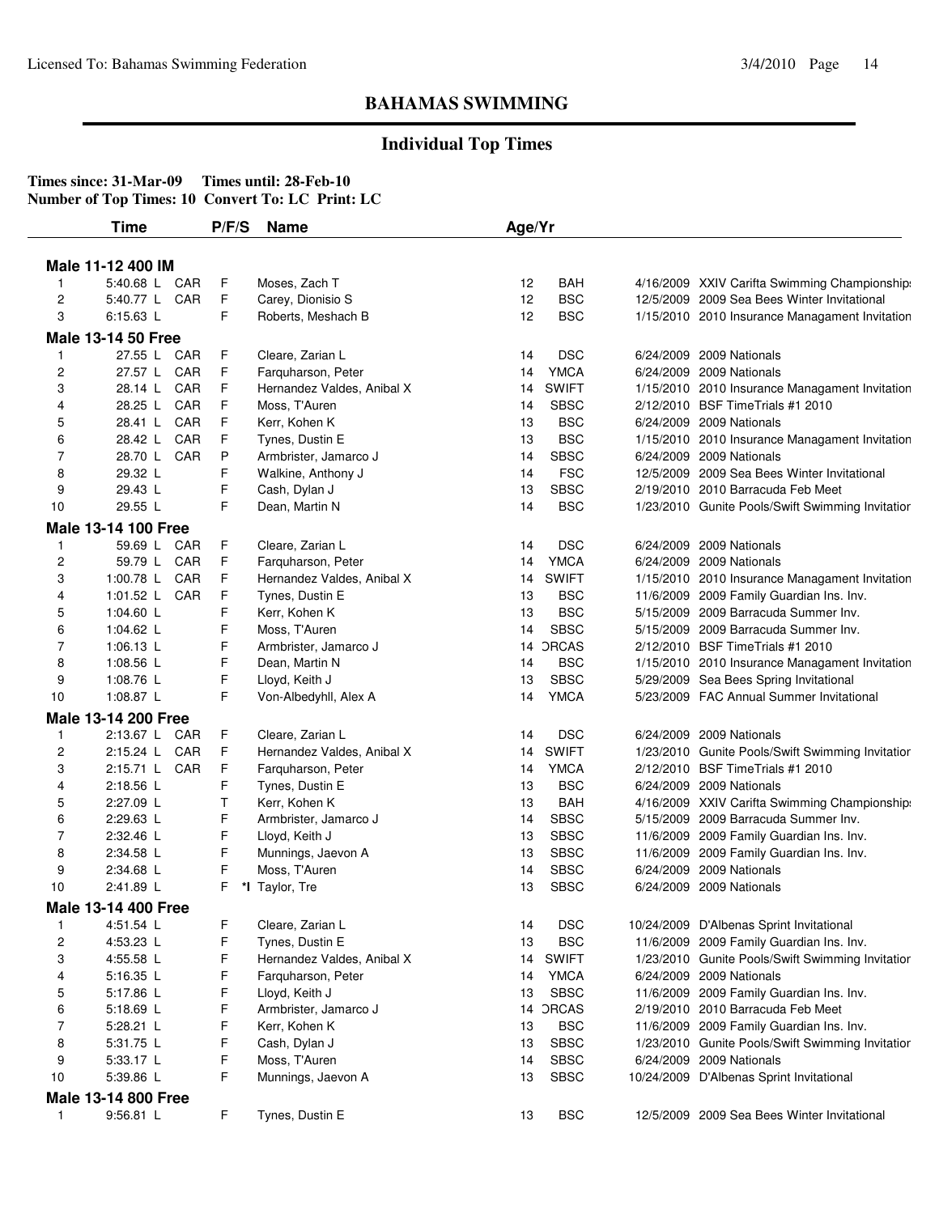## BAHAMAS SWIMMING

### Individual Top Times

**Times since: 31-Mar-09 Times until: 28-Feb-10**
**Number of Top Times: 10 Convert To: LC Print: LC**

| | Time | | P/F/S | Name | Age/Yr | | | |
|---|---|---|---|---|---|---|---|---|
| **Male 11-12 400 IM** | | | | | | | | |
| 1 | 5:40.68 L | CAR | F | Moses, Zach T | 12 | BAH | 4/16/2009 | XXIV Carifta Swimming Championships |
| 2 | 5:40.77 L | CAR | F | Carey, Dionisio S | 12 | BSC | 12/5/2009 | 2009 Sea Bees Winter Invitational |
| 3 | 6:15.63 L | | F | Roberts, Meshach B | 12 | BSC | 1/15/2010 | 2010 Insurance Managament Invitation |
| **Male 13-14 50 Free** | | | | | | | | |
| 1 | 27.55 L | CAR | F | Cleare, Zarian L | 14 | DSC | 6/24/2009 | 2009 Nationals |
| 2 | 27.57 L | CAR | F | Farquharson, Peter | 14 | YMCA | 6/24/2009 | 2009 Nationals |
| 3 | 28.14 L | CAR | F | Hernandez Valdes, Anibal X | 14 | SWIFT | 1/15/2010 | 2010 Insurance Managament Invitation |
| 4 | 28.25 L | CAR | F | Moss, T'Auren | 14 | SBSC | 2/12/2010 | BSF TimeTrials #1 2010 |
| 5 | 28.41 L | CAR | F | Kerr, Kohen K | 13 | BSC | 6/24/2009 | 2009 Nationals |
| 6 | 28.42 L | CAR | F | Tynes, Dustin E | 13 | BSC | 1/15/2010 | 2010 Insurance Managament Invitation |
| 7 | 28.70 L | CAR | P | Armbrister, Jamarco J | 14 | SBSC | 6/24/2009 | 2009 Nationals |
| 8 | 29.32 L | | F | Walkine, Anthony J | 14 | FSC | 12/5/2009 | 2009 Sea Bees Winter Invitational |
| 9 | 29.43 L | | F | Cash, Dylan J | 13 | SBSC | 2/19/2010 | 2010 Barracuda Feb Meet |
| 10 | 29.55 L | | F | Dean, Martin N | 14 | BSC | 1/23/2010 | Gunite Pools/Swift Swimming Invitation |
| **Male 13-14 100 Free** | | | | | | | | |
| 1 | 59.69 L | CAR | F | Cleare, Zarian L | 14 | DSC | 6/24/2009 | 2009 Nationals |
| 2 | 59.79 L | CAR | F | Farquharson, Peter | 14 | YMCA | 6/24/2009 | 2009 Nationals |
| 3 | 1:00.78 L | CAR | F | Hernandez Valdes, Anibal X | 14 | SWIFT | 1/15/2010 | 2010 Insurance Managament Invitation |
| 4 | 1:01.52 L | CAR | F | Tynes, Dustin E | 13 | BSC | 11/6/2009 | 2009 Family Guardian Ins. Inv. |
| 5 | 1:04.60 L | | F | Kerr, Kohen K | 13 | BSC | 5/15/2009 | 2009 Barracuda Summer Inv. |
| 6 | 1:04.62 L | | F | Moss, T'Auren | 14 | SBSC | 5/15/2009 | 2009 Barracuda Summer Inv. |
| 7 | 1:06.13 L | | F | Armbrister, Jamarco J | 14 | ORCAS | 2/12/2010 | BSF TimeTrials #1 2010 |
| 8 | 1:08.56 L | | F | Dean, Martin N | 14 | BSC | 1/15/2010 | 2010 Insurance Managament Invitation |
| 9 | 1:08.76 L | | F | Lloyd, Keith J | 13 | SBSC | 5/29/2009 | Sea Bees Spring Invitational |
| 10 | 1:08.87 L | | F | Von-Albedyhll, Alex A | 14 | YMCA | 5/23/2009 | FAC Annual Summer Invitational |
| **Male 13-14 200 Free** | | | | | | | | |
| 1 | 2:13.67 L | CAR | F | Cleare, Zarian L | 14 | DSC | 6/24/2009 | 2009 Nationals |
| 2 | 2:15.24 L | CAR | F | Hernandez Valdes, Anibal X | 14 | SWIFT | 1/23/2010 | Gunite Pools/Swift Swimming Invitation |
| 3 | 2:15.71 L | CAR | F | Farquharson, Peter | 14 | YMCA | 2/12/2010 | BSF TimeTrials #1 2010 |
| 4 | 2:18.56 L | | F | Tynes, Dustin E | 13 | BSC | 6/24/2009 | 2009 Nationals |
| 5 | 2:27.09 L | | T | Kerr, Kohen K | 13 | BAH | 4/16/2009 | XXIV Carifta Swimming Championships |
| 6 | 2:29.63 L | | F | Armbrister, Jamarco J | 14 | SBSC | 5/15/2009 | 2009 Barracuda Summer Inv. |
| 7 | 2:32.46 L | | F | Lloyd, Keith J | 13 | SBSC | 11/6/2009 | 2009 Family Guardian Ins. Inv. |
| 8 | 2:34.58 L | | F | Munnings, Jaevon A | 13 | SBSC | 11/6/2009 | 2009 Family Guardian Ins. Inv. |
| 9 | 2:34.68 L | | F | Moss, T'Auren | 14 | SBSC | 6/24/2009 | 2009 Nationals |
| 10 | 2:41.89 L | | F *I | Taylor, Tre | 13 | SBSC | 6/24/2009 | 2009 Nationals |
| **Male 13-14 400 Free** | | | | | | | | |
| 1 | 4:51.54 L | | F | Cleare, Zarian L | 14 | DSC | 10/24/2009 | D'Albenas Sprint Invitational |
| 2 | 4:53.23 L | | F | Tynes, Dustin E | 13 | BSC | 11/6/2009 | 2009 Family Guardian Ins. Inv. |
| 3 | 4:55.58 L | | F | Hernandez Valdes, Anibal X | 14 | SWIFT | 1/23/2010 | Gunite Pools/Swift Swimming Invitation |
| 4 | 5:16.35 L | | F | Farquharson, Peter | 14 | YMCA | 6/24/2009 | 2009 Nationals |
| 5 | 5:17.86 L | | F | Lloyd, Keith J | 13 | SBSC | 11/6/2009 | 2009 Family Guardian Ins. Inv. |
| 6 | 5:18.69 L | | F | Armbrister, Jamarco J | 14 | ORCAS | 2/19/2010 | 2010 Barracuda Feb Meet |
| 7 | 5:28.21 L | | F | Kerr, Kohen K | 13 | BSC | 11/6/2009 | 2009 Family Guardian Ins. Inv. |
| 8 | 5:31.75 L | | F | Cash, Dylan J | 13 | SBSC | 1/23/2010 | Gunite Pools/Swift Swimming Invitation |
| 9 | 5:33.17 L | | F | Moss, T'Auren | 14 | SBSC | 6/24/2009 | 2009 Nationals |
| 10 | 5:39.86 L | | F | Munnings, Jaevon A | 13 | SBSC | 10/24/2009 | D'Albenas Sprint Invitational |
| **Male 13-14 800 Free** | | | | | | | | |
| 1 | 9:56.81 L | | F | Tynes, Dustin E | 13 | BSC | 12/5/2009 | 2009 Sea Bees Winter Invitational |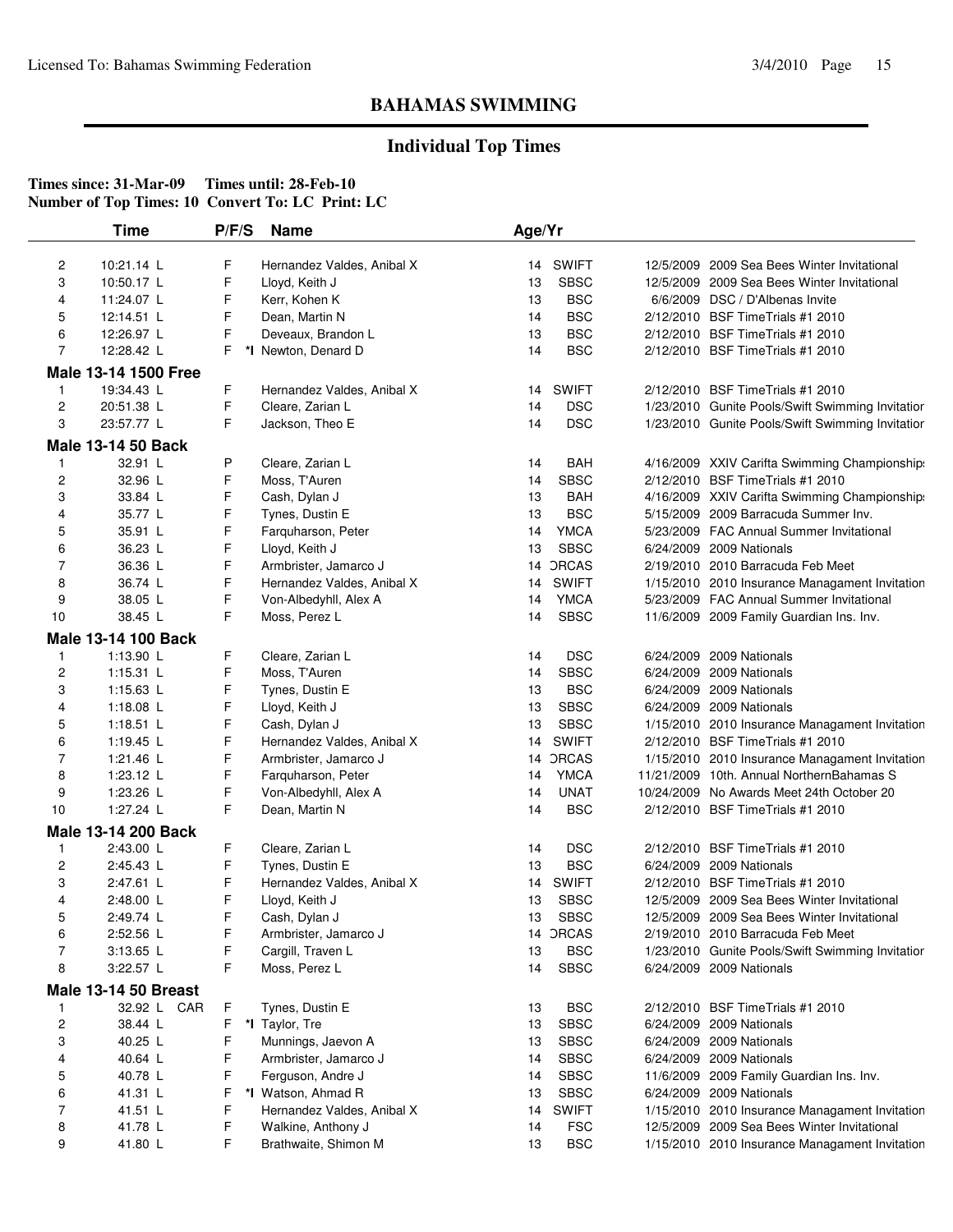# BAHAMAS SWIMMING

## Individual Top Times

**Times since: 31-Mar-09 Times until: 28-Feb-10**
**Number of Top Times: 10 Convert To: LC Print: LC**

| | Time | P/F/S | Name | Age/Yr | | | |
|---|---|---|---|---|---|---|---|
| 2 | 10:21.14 L | F | Hernandez Valdes, Anibal X | 14 | SWIFT | 12/5/2009 | 2009 Sea Bees Winter Invitational |
| 3 | 10:50.17 L | F | Lloyd, Keith J | 13 | SBSC | 12/5/2009 | 2009 Sea Bees Winter Invitational |
| 4 | 11:24.07 L | F | Kerr, Kohen K | 13 | BSC | 6/6/2009 | DSC / D'Albenas Invite |
| 5 | 12:14.51 L | F | Dean, Martin N | 14 | BSC | 2/12/2010 | BSF TimeTrials #1 2010 |
| 6 | 12:26.97 L | F | Deveaux, Brandon L | 13 | BSC | 2/12/2010 | BSF TimeTrials #1 2010 |
| 7 | 12:28.42 L | F *I | Newton, Denard D | 14 | BSC | 2/12/2010 | BSF TimeTrials #1 2010 |
| **Male 13-14 1500 Free** | | | | | | | |
| 1 | 19:34.43 L | F | Hernandez Valdes, Anibal X | 14 | SWIFT | 2/12/2010 | BSF TimeTrials #1 2010 |
| 2 | 20:51.38 L | F | Cleare, Zarian L | 14 | DSC | 1/23/2010 | Gunite Pools/Swift Swimming Invitatior |
| 3 | 23:57.77 L | F | Jackson, Theo E | 14 | DSC | 1/23/2010 | Gunite Pools/Swift Swimming Invitatior |
| **Male 13-14 50 Back** | | | | | | | |
| 1 | 32.91 L | P | Cleare, Zarian L | 14 | BAH | 4/16/2009 | XXIV Carifta Swimming Championship: |
| 2 | 32.96 L | F | Moss, T'Auren | 14 | SBSC | 2/12/2010 | BSF TimeTrials #1 2010 |
| 3 | 33.84 L | F | Cash, Dylan J | 13 | BAH | 4/16/2009 | XXIV Carifta Swimming Championship: |
| 4 | 35.77 L | F | Tynes, Dustin E | 13 | BSC | 5/15/2009 | 2009 Barracuda Summer Inv. |
| 5 | 35.91 L | F | Farquharson, Peter | 14 | YMCA | 5/23/2009 | FAC Annual Summer Invitational |
| 6 | 36.23 L | F | Lloyd, Keith J | 13 | SBSC | 6/24/2009 | 2009 Nationals |
| 7 | 36.36 L | F | Armbrister, Jamarco J | 14 | ORCAS | 2/19/2010 | 2010 Barracuda Feb Meet |
| 8 | 36.74 L | F | Hernandez Valdes, Anibal X | 14 | SWIFT | 1/15/2010 | 2010 Insurance Managament Invitation |
| 9 | 38.05 L | F | Von-Albedyhll, Alex A | 14 | YMCA | 5/23/2009 | FAC Annual Summer Invitational |
| 10 | 38.45 L | F | Moss, Perez L | 14 | SBSC | 11/6/2009 | 2009 Family Guardian Ins. Inv. |
| **Male 13-14 100 Back** | | | | | | | |
| 1 | 1:13.90 L | F | Cleare, Zarian L | 14 | DSC | 6/24/2009 | 2009 Nationals |
| 2 | 1:15.31 L | F | Moss, T'Auren | 14 | SBSC | 6/24/2009 | 2009 Nationals |
| 3 | 1:15.63 L | F | Tynes, Dustin E | 13 | BSC | 6/24/2009 | 2009 Nationals |
| 4 | 1:18.08 L | F | Lloyd, Keith J | 13 | SBSC | 6/24/2009 | 2009 Nationals |
| 5 | 1:18.51 L | F | Cash, Dylan J | 13 | SBSC | 1/15/2010 | 2010 Insurance Managament Invitation |
| 6 | 1:19.45 L | F | Hernandez Valdes, Anibal X | 14 | SWIFT | 2/12/2010 | BSF TimeTrials #1 2010 |
| 7 | 1:21.46 L | F | Armbrister, Jamarco J | 14 | ORCAS | 1/15/2010 | 2010 Insurance Managament Invitation |
| 8 | 1:23.12 L | F | Farquharson, Peter | 14 | YMCA | 11/21/2009 | 10th. Annual NorthernBahamas S |
| 9 | 1:23.26 L | F | Von-Albedyhll, Alex A | 14 | UNAT | 10/24/2009 | No Awards Meet 24th October 20 |
| 10 | 1:27.24 L | F | Dean, Martin N | 14 | BSC | 2/12/2010 | BSF TimeTrials #1 2010 |
| **Male 13-14 200 Back** | | | | | | | |
| 1 | 2:43.00 L | F | Cleare, Zarian L | 14 | DSC | 2/12/2010 | BSF TimeTrials #1 2010 |
| 2 | 2:45.43 L | F | Tynes, Dustin E | 13 | BSC | 6/24/2009 | 2009 Nationals |
| 3 | 2:47.61 L | F | Hernandez Valdes, Anibal X | 14 | SWIFT | 2/12/2010 | BSF TimeTrials #1 2010 |
| 4 | 2:48.00 L | F | Lloyd, Keith J | 13 | SBSC | 12/5/2009 | 2009 Sea Bees Winter Invitational |
| 5 | 2:49.74 L | F | Cash, Dylan J | 13 | SBSC | 12/5/2009 | 2009 Sea Bees Winter Invitational |
| 6 | 2:52.56 L | F | Armbrister, Jamarco J | 14 | ORCAS | 2/19/2010 | 2010 Barracuda Feb Meet |
| 7 | 3:13.65 L | F | Cargill, Traven L | 13 | BSC | 1/23/2010 | Gunite Pools/Swift Swimming Invitatior |
| 8 | 3:22.57 L | F | Moss, Perez L | 14 | SBSC | 6/24/2009 | 2009 Nationals |
| **Male 13-14 50 Breast** | | | | | | | |
| 1 | 32.92 L CAR | F | Tynes, Dustin E | 13 | BSC | 2/12/2010 | BSF TimeTrials #1 2010 |
| 2 | 38.44 L | F *I | Taylor, Tre | 13 | SBSC | 6/24/2009 | 2009 Nationals |
| 3 | 40.25 L | F | Munnings, Jaevon A | 13 | SBSC | 6/24/2009 | 2009 Nationals |
| 4 | 40.64 L | F | Armbrister, Jamarco J | 14 | SBSC | 6/24/2009 | 2009 Nationals |
| 5 | 40.78 L | F | Ferguson, Andre J | 14 | SBSC | 11/6/2009 | 2009 Family Guardian Ins. Inv. |
| 6 | 41.31 L | F *I | Watson, Ahmad R | 13 | SBSC | 6/24/2009 | 2009 Nationals |
| 7 | 41.51 L | F | Hernandez Valdes, Anibal X | 14 | SWIFT | 1/15/2010 | 2010 Insurance Managament Invitation |
| 8 | 41.78 L | F | Walkine, Anthony J | 14 | FSC | 12/5/2009 | 2009 Sea Bees Winter Invitational |
| 9 | 41.80 L | F | Brathwaite, Shimon M | 13 | BSC | 1/15/2010 | 2010 Insurance Managament Invitation |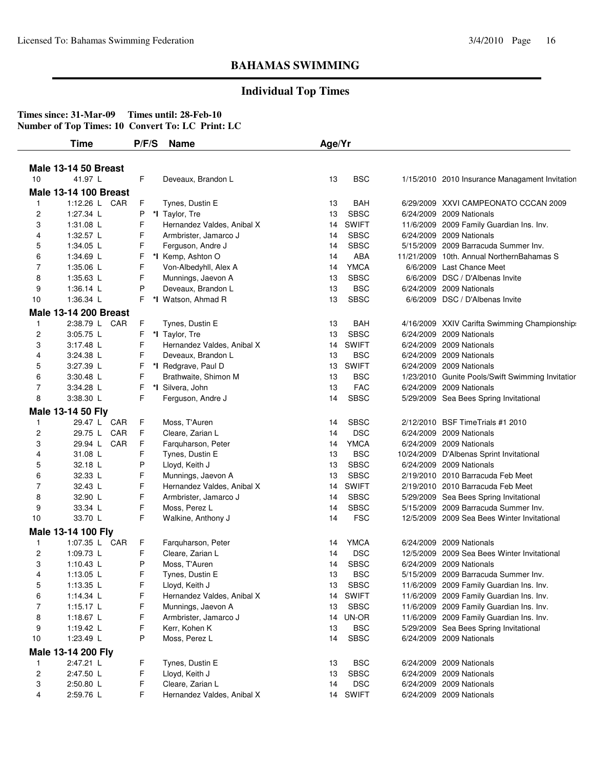# BAHAMAS SWIMMING

## Individual Top Times

**Times since: 31-Mar-09 Times until: 28-Feb-10**
**Number of Top Times: 10 Convert To: LC Print: LC**

| | Time | | P/F/S | | Name | Age/Yr | | | |
|---|---|---|---|---|---|---|---|---|---|
| **Male 13-14 50 Breast** | | | | | | | | | |
| 10 | 41.97 L | | F | | Deveaux, Brandon L | 13 | BSC | 1/15/2010 | 2010 Insurance Managament Invitation |
| **Male 13-14 100 Breast** | | | | | | | | | |
| 1 | 1:12.26 L | CAR | F | | Tynes, Dustin E | 13 | BAH | 6/29/2009 | XXVI CAMPEONATO CCCAN 2009 |
| 2 | 1:27.34 L | | P | *I | Taylor, Tre | 13 | SBSC | 6/24/2009 | 2009 Nationals |
| 3 | 1:31.08 L | | F | | Hernandez Valdes, Anibal X | 14 | SWIFT | 11/6/2009 | 2009 Family Guardian Ins. Inv. |
| 4 | 1:32.57 L | | F | | Armbrister, Jamarco J | 14 | SBSC | 6/24/2009 | 2009 Nationals |
| 5 | 1:34.05 L | | F | | Ferguson, Andre J | 14 | SBSC | 5/15/2009 | 2009 Barracuda Summer Inv. |
| 6 | 1:34.69 L | | F | *I | Kemp, Ashton O | 14 | ABA | 11/21/2009 | 10th. Annual NorthernBahamas S |
| 7 | 1:35.06 L | | F | | Von-Albedyhll, Alex A | 14 | YMCA | 6/6/2009 | Last Chance Meet |
| 8 | 1:35.63 L | | F | | Munnings, Jaevon A | 13 | SBSC | 6/6/2009 | DSC / D'Albenas Invite |
| 9 | 1:36.14 L | | P | | Deveaux, Brandon L | 13 | BSC | 6/24/2009 | 2009 Nationals |
| 10 | 1:36.34 L | | F | *I | Watson, Ahmad R | 13 | SBSC | 6/6/2009 | DSC / D'Albenas Invite |
| **Male 13-14 200 Breast** | | | | | | | | | |
| 1 | 2:38.79 L | CAR | F | | Tynes, Dustin E | 13 | BAH | 4/16/2009 | XXIV Carifta Swimming Championships |
| 2 | 3:05.75 L | | F | *I | Taylor, Tre | 13 | SBSC | 6/24/2009 | 2009 Nationals |
| 3 | 3:17.48 L | | F | | Hernandez Valdes, Anibal X | 14 | SWIFT | 6/24/2009 | 2009 Nationals |
| 4 | 3:24.38 L | | F | | Deveaux, Brandon L | 13 | BSC | 6/24/2009 | 2009 Nationals |
| 5 | 3:27.39 L | | F | *I | Redgrave, Paul D | 13 | SWIFT | 6/24/2009 | 2009 Nationals |
| 6 | 3:30.48 L | | F | | Brathwaite, Shimon M | 13 | BSC | 1/23/2010 | Gunite Pools/Swift Swimming Invitation |
| 7 | 3:34.28 L | | F | *I | Silvera, John | 13 | FAC | 6/24/2009 | 2009 Nationals |
| 8 | 3:38.30 L | | F | | Ferguson, Andre J | 14 | SBSC | 5/29/2009 | Sea Bees Spring Invitational |
| **Male 13-14 50 Fly** | | | | | | | | | |
| 1 | 29.47 L | CAR | F | | Moss, T'Auren | 14 | SBSC | 2/12/2010 | BSF TimeTrials #1 2010 |
| 2 | 29.75 L | CAR | F | | Cleare, Zarian L | 14 | DSC | 6/24/2009 | 2009 Nationals |
| 3 | 29.94 L | CAR | F | | Farquharson, Peter | 14 | YMCA | 6/24/2009 | 2009 Nationals |
| 4 | 31.08 L | | F | | Tynes, Dustin E | 13 | BSC | 10/24/2009 | D'Albenas Sprint Invitational |
| 5 | 32.18 L | | P | | Lloyd, Keith J | 13 | SBSC | 6/24/2009 | 2009 Nationals |
| 6 | 32.33 L | | F | | Munnings, Jaevon A | 13 | SBSC | 2/19/2010 | 2010 Barracuda Feb Meet |
| 7 | 32.43 L | | F | | Hernandez Valdes, Anibal X | 14 | SWIFT | 2/19/2010 | 2010 Barracuda Feb Meet |
| 8 | 32.90 L | | F | | Armbrister, Jamarco J | 14 | SBSC | 5/29/2009 | Sea Bees Spring Invitational |
| 9 | 33.34 L | | F | | Moss, Perez L | 14 | SBSC | 5/15/2009 | 2009 Barracuda Summer Inv. |
| 10 | 33.70 L | | F | | Walkine, Anthony J | 14 | FSC | 12/5/2009 | 2009 Sea Bees Winter Invitational |
| **Male 13-14 100 Fly** | | | | | | | | | |
| 1 | 1:07.35 L | CAR | F | | Farquharson, Peter | 14 | YMCA | 6/24/2009 | 2009 Nationals |
| 2 | 1:09.73 L | | F | | Cleare, Zarian L | 14 | DSC | 12/5/2009 | 2009 Sea Bees Winter Invitational |
| 3 | 1:10.43 L | | P | | Moss, T'Auren | 14 | SBSC | 6/24/2009 | 2009 Nationals |
| 4 | 1:13.05 L | | F | | Tynes, Dustin E | 13 | BSC | 5/15/2009 | 2009 Barracuda Summer Inv. |
| 5 | 1:13.35 L | | F | | Lloyd, Keith J | 13 | SBSC | 11/6/2009 | 2009 Family Guardian Ins. Inv. |
| 6 | 1:14.34 L | | F | | Hernandez Valdes, Anibal X | 14 | SWIFT | 11/6/2009 | 2009 Family Guardian Ins. Inv. |
| 7 | 1:15.17 L | | F | | Munnings, Jaevon A | 13 | SBSC | 11/6/2009 | 2009 Family Guardian Ins. Inv. |
| 8 | 1:18.67 L | | F | | Armbrister, Jamarco J | 14 | UN-OR | 11/6/2009 | 2009 Family Guardian Ins. Inv. |
| 9 | 1:19.42 L | | F | | Kerr, Kohen K | 13 | BSC | 5/29/2009 | Sea Bees Spring Invitational |
| 10 | 1:23.49 L | | P | | Moss, Perez L | 14 | SBSC | 6/24/2009 | 2009 Nationals |
| **Male 13-14 200 Fly** | | | | | | | | | |
| 1 | 2:47.21 L | | F | | Tynes, Dustin E | 13 | BSC | 6/24/2009 | 2009 Nationals |
| 2 | 2:47.50 L | | F | | Lloyd, Keith J | 13 | SBSC | 6/24/2009 | 2009 Nationals |
| 3 | 2:50.80 L | | F | | Cleare, Zarian L | 14 | DSC | 6/24/2009 | 2009 Nationals |
| 4 | 2:59.76 L | | F | | Hernandez Valdes, Anibal X | 14 | SWIFT | 6/24/2009 | 2009 Nationals |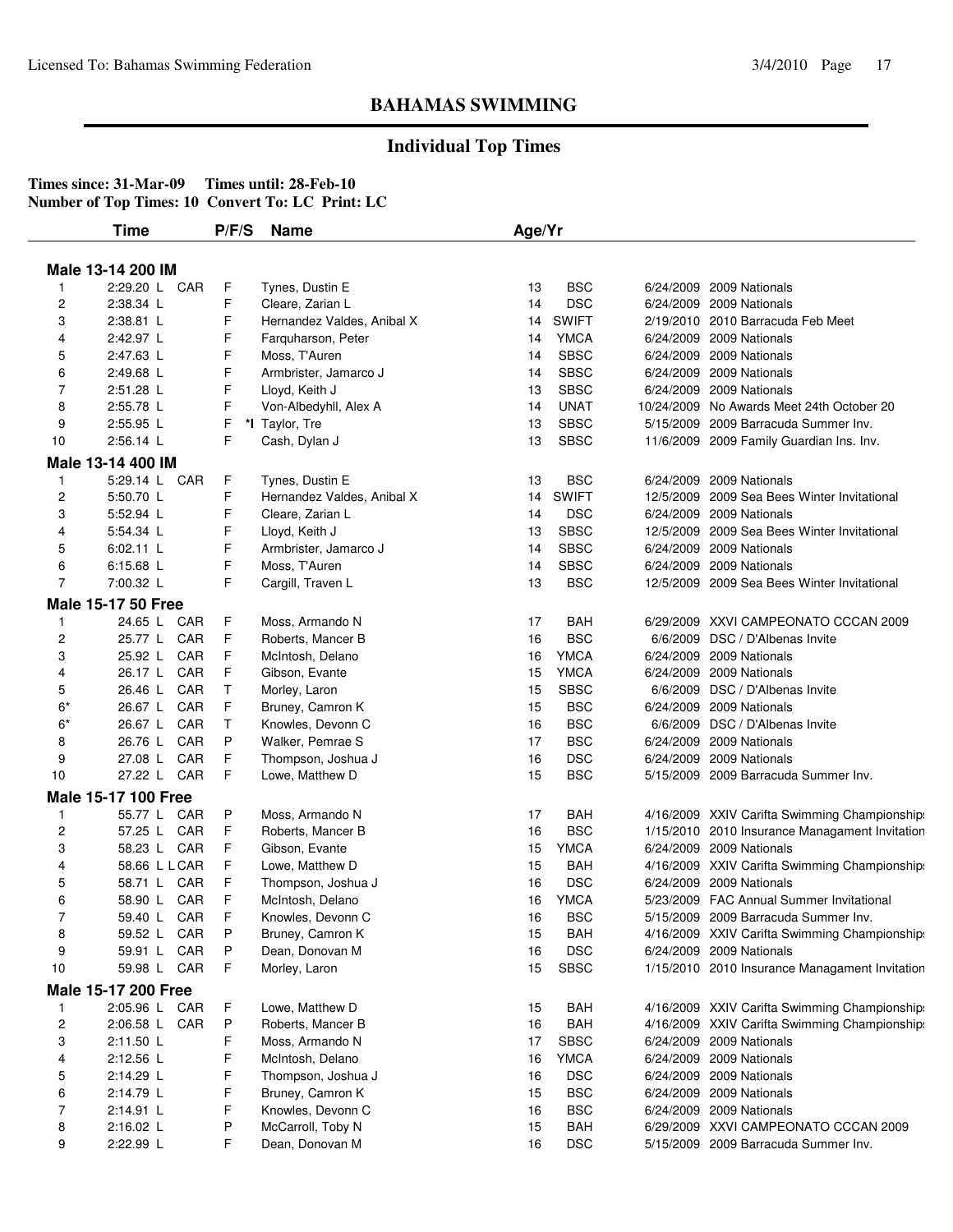## BAHAMAS SWIMMING

## Individual Top Times

**Times since: 31-Mar-09 Times until: 28-Feb-10**
**Number of Top Times: 10 Convert To: LC Print: LC**

| | Time | P/F/S | Name | Age/Yr | | | |
|---|---|---|---|---|---|---|---|
| **Male 13-14 200 IM** | | | | | | | |
| 1 | 2:29.20 L CAR | F | Tynes, Dustin E | 13 | BSC | 6/24/2009 | 2009 Nationals |
| 2 | 2:38.34 L | F | Cleare, Zarian L | 14 | DSC | 6/24/2009 | 2009 Nationals |
| 3 | 2:38.81 L | F | Hernandez Valdes, Anibal X | 14 | SWIFT | 2/19/2010 | 2010 Barracuda Feb Meet |
| 4 | 2:42.97 L | F | Farquharson, Peter | 14 | YMCA | 6/24/2009 | 2009 Nationals |
| 5 | 2:47.63 L | F | Moss, T'Auren | 14 | SBSC | 6/24/2009 | 2009 Nationals |
| 6 | 2:49.68 L | F | Armbrister, Jamarco J | 14 | SBSC | 6/24/2009 | 2009 Nationals |
| 7 | 2:51.28 L | F | Lloyd, Keith J | 13 | SBSC | 6/24/2009 | 2009 Nationals |
| 8 | 2:55.78 L | F | Von-Albedyhll, Alex A | 14 | UNAT | 10/24/2009 | No Awards Meet 24th October 20 |
| 9 | 2:55.95 L | F *I | Taylor, Tre | 13 | SBSC | 5/15/2009 | 2009 Barracuda Summer Inv. |
| 10 | 2:56.14 L | F | Cash, Dylan J | 13 | SBSC | 11/6/2009 | 2009 Family Guardian Ins. Inv. |
| **Male 13-14 400 IM** | | | | | | | |
| 1 | 5:29.14 L CAR | F | Tynes, Dustin E | 13 | BSC | 6/24/2009 | 2009 Nationals |
| 2 | 5:50.70 L | F | Hernandez Valdes, Anibal X | 14 | SWIFT | 12/5/2009 | 2009 Sea Bees Winter Invitational |
| 3 | 5:52.94 L | F | Cleare, Zarian L | 14 | DSC | 6/24/2009 | 2009 Nationals |
| 4 | 5:54.34 L | F | Lloyd, Keith J | 13 | SBSC | 12/5/2009 | 2009 Sea Bees Winter Invitational |
| 5 | 6:02.11 L | F | Armbrister, Jamarco J | 14 | SBSC | 6/24/2009 | 2009 Nationals |
| 6 | 6:15.68 L | F | Moss, T'Auren | 14 | SBSC | 6/24/2009 | 2009 Nationals |
| 7 | 7:00.32 L | F | Cargill, Traven L | 13 | BSC | 12/5/2009 | 2009 Sea Bees Winter Invitational |
| **Male 15-17 50 Free** | | | | | | | |
| 1 | 24.65 L CAR | F | Moss, Armando N | 17 | BAH | 6/29/2009 | XXVI CAMPEONATO CCCAN 2009 |
| 2 | 25.77 L CAR | F | Roberts, Mancer B | 16 | BSC | 6/6/2009 | DSC / D'Albenas Invite |
| 3 | 25.92 L CAR | F | McIntosh, Delano | 16 | YMCA | 6/24/2009 | 2009 Nationals |
| 4 | 26.17 L CAR | F | Gibson, Evante | 15 | YMCA | 6/24/2009 | 2009 Nationals |
| 5 | 26.46 L CAR | T | Morley, Laron | 15 | SBSC | 6/6/2009 | DSC / D'Albenas Invite |
| 6* | 26.67 L CAR | F | Bruney, Camron K | 15 | BSC | 6/24/2009 | 2009 Nationals |
| 6* | 26.67 L CAR | T | Knowles, Devonn C | 16 | BSC | 6/6/2009 | DSC / D'Albenas Invite |
| 8 | 26.76 L CAR | P | Walker, Pemrae S | 17 | BSC | 6/24/2009 | 2009 Nationals |
| 9 | 27.08 L CAR | F | Thompson, Joshua J | 16 | DSC | 6/24/2009 | 2009 Nationals |
| 10 | 27.22 L CAR | F | Lowe, Matthew D | 15 | BSC | 5/15/2009 | 2009 Barracuda Summer Inv. |
| **Male 15-17 100 Free** | | | | | | | |
| 1 | 55.77 L CAR | P | Moss, Armando N | 17 | BAH | 4/16/2009 | XXIV Carifta Swimming Championships |
| 2 | 57.25 L CAR | F | Roberts, Mancer B | 16 | BSC | 1/15/2010 | 2010 Insurance Managament Invitation |
| 3 | 58.23 L CAR | F | Gibson, Evante | 15 | YMCA | 6/24/2009 | 2009 Nationals |
| 4 | 58.66 L L CAR | F | Lowe, Matthew D | 15 | BAH | 4/16/2009 | XXIV Carifta Swimming Championships |
| 5 | 58.71 L CAR | F | Thompson, Joshua J | 16 | DSC | 6/24/2009 | 2009 Nationals |
| 6 | 58.90 L CAR | F | McIntosh, Delano | 16 | YMCA | 5/23/2009 | FAC Annual Summer Invitational |
| 7 | 59.40 L CAR | F | Knowles, Devonn C | 16 | BSC | 5/15/2009 | 2009 Barracuda Summer Inv. |
| 8 | 59.52 L CAR | P | Bruney, Camron K | 15 | BAH | 4/16/2009 | XXIV Carifta Swimming Championships |
| 9 | 59.91 L CAR | P | Dean, Donovan M | 16 | DSC | 6/24/2009 | 2009 Nationals |
| 10 | 59.98 L CAR | F | Morley, Laron | 15 | SBSC | 1/15/2010 | 2010 Insurance Managament Invitation |
| **Male 15-17 200 Free** | | | | | | | |
| 1 | 2:05.96 L CAR | F | Lowe, Matthew D | 15 | BAH | 4/16/2009 | XXIV Carifta Swimming Championships |
| 2 | 2:06.58 L CAR | P | Roberts, Mancer B | 16 | BAH | 4/16/2009 | XXIV Carifta Swimming Championships |
| 3 | 2:11.50 L | F | Moss, Armando N | 17 | SBSC | 6/24/2009 | 2009 Nationals |
| 4 | 2:12.56 L | F | McIntosh, Delano | 16 | YMCA | 6/24/2009 | 2009 Nationals |
| 5 | 2:14.29 L | F | Thompson, Joshua J | 16 | DSC | 6/24/2009 | 2009 Nationals |
| 6 | 2:14.79 L | F | Bruney, Camron K | 15 | BSC | 6/24/2009 | 2009 Nationals |
| 7 | 2:14.91 L | F | Knowles, Devonn C | 16 | BSC | 6/24/2009 | 2009 Nationals |
| 8 | 2:16.02 L | P | McCarroll, Toby N | 15 | BAH | 6/29/2009 | XXVI CAMPEONATO CCCAN 2009 |
| 9 | 2:22.99 L | F | Dean, Donovan M | 16 | DSC | 5/15/2009 | 2009 Barracuda Summer Inv. |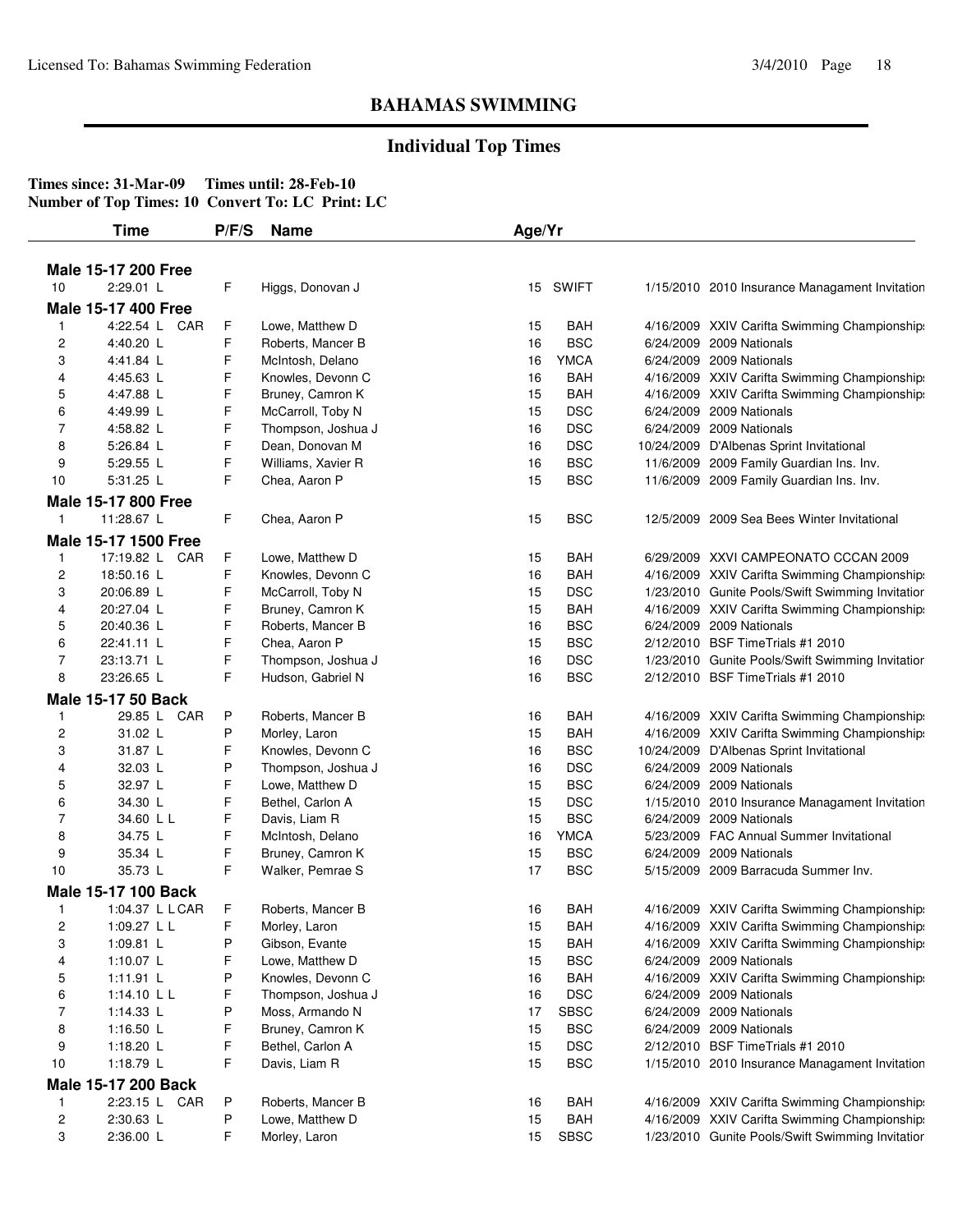## BAHAMAS SWIMMING

### Individual Top Times

**Times since: 31-Mar-09 Times until: 28-Feb-10**
**Number of Top Times: 10 Convert To: LC Print: LC**

| | Time | P/F/S | Name | Age/Yr | | | |
|---|---|---|---|---|---|---|---|
| **Male 15-17 200 Free** | | | | | | | |
| 10 | 2:29.01 L | F | Higgs, Donovan J | 15 | SWIFT | 1/15/2010 | 2010 Insurance Managament Invitation |
| **Male 15-17 400 Free** | | | | | | | |
| 1 | 4:22.54 L CAR | F | Lowe, Matthew D | 15 | BAH | 4/16/2009 | XXIV Carifta Swimming Championships |
| 2 | 4:40.20 L | F | Roberts, Mancer B | 16 | BSC | 6/24/2009 | 2009 Nationals |
| 3 | 4:41.84 L | F | McIntosh, Delano | 16 | YMCA | 6/24/2009 | 2009 Nationals |
| 4 | 4:45.63 L | F | Knowles, Devonn C | 16 | BAH | 4/16/2009 | XXIV Carifta Swimming Championships |
| 5 | 4:47.88 L | F | Bruney, Camron K | 15 | BAH | 4/16/2009 | XXIV Carifta Swimming Championships |
| 6 | 4:49.99 L | F | McCarroll, Toby N | 15 | DSC | 6/24/2009 | 2009 Nationals |
| 7 | 4:58.82 L | F | Thompson, Joshua J | 16 | DSC | 6/24/2009 | 2009 Nationals |
| 8 | 5:26.84 L | F | Dean, Donovan M | 16 | DSC | 10/24/2009 | D'Albenas Sprint Invitational |
| 9 | 5:29.55 L | F | Williams, Xavier R | 16 | BSC | 11/6/2009 | 2009 Family Guardian Ins. Inv. |
| 10 | 5:31.25 L | F | Chea, Aaron P | 15 | BSC | 11/6/2009 | 2009 Family Guardian Ins. Inv. |
| **Male 15-17 800 Free** | | | | | | | |
| 1 | 11:28.67 L | F | Chea, Aaron P | 15 | BSC | 12/5/2009 | 2009 Sea Bees Winter Invitational |
| **Male 15-17 1500 Free** | | | | | | | |
| 1 | 17:19.82 L CAR | F | Lowe, Matthew D | 15 | BAH | 6/29/2009 | XXVI CAMPEONATO CCCAN 2009 |
| 2 | 18:50.16 L | F | Knowles, Devonn C | 16 | BAH | 4/16/2009 | XXIV Carifta Swimming Championships |
| 3 | 20:06.89 L | F | McCarroll, Toby N | 15 | DSC | 1/23/2010 | Gunite Pools/Swift Swimming Invitation |
| 4 | 20:27.04 L | F | Bruney, Camron K | 15 | BAH | 4/16/2009 | XXIV Carifta Swimming Championships |
| 5 | 20:40.36 L | F | Roberts, Mancer B | 16 | BSC | 6/24/2009 | 2009 Nationals |
| 6 | 22:41.11 L | F | Chea, Aaron P | 15 | BSC | 2/12/2010 | BSF TimeTrials #1 2010 |
| 7 | 23:13.71 L | F | Thompson, Joshua J | 16 | DSC | 1/23/2010 | Gunite Pools/Swift Swimming Invitation |
| 8 | 23:26.65 L | F | Hudson, Gabriel N | 16 | BSC | 2/12/2010 | BSF TimeTrials #1 2010 |
| **Male 15-17 50 Back** | | | | | | | |
| 1 | 29.85 L CAR | P | Roberts, Mancer B | 16 | BAH | 4/16/2009 | XXIV Carifta Swimming Championships |
| 2 | 31.02 L | P | Morley, Laron | 15 | BAH | 4/16/2009 | XXIV Carifta Swimming Championships |
| 3 | 31.87 L | F | Knowles, Devonn C | 16 | BSC | 10/24/2009 | D'Albenas Sprint Invitational |
| 4 | 32.03 L | P | Thompson, Joshua J | 16 | DSC | 6/24/2009 | 2009 Nationals |
| 5 | 32.97 L | F | Lowe, Matthew D | 15 | BSC | 6/24/2009 | 2009 Nationals |
| 6 | 34.30 L | F | Bethel, Carlon A | 15 | DSC | 1/15/2010 | 2010 Insurance Managament Invitation |
| 7 | 34.60 L L | F | Davis, Liam R | 15 | BSC | 6/24/2009 | 2009 Nationals |
| 8 | 34.75 L | F | McIntosh, Delano | 16 | YMCA | 5/23/2009 | FAC Annual Summer Invitational |
| 9 | 35.34 L | F | Bruney, Camron K | 15 | BSC | 6/24/2009 | 2009 Nationals |
| 10 | 35.73 L | F | Walker, Pemrae S | 17 | BSC | 5/15/2009 | 2009 Barracuda Summer Inv. |
| **Male 15-17 100 Back** | | | | | | | |
| 1 | 1:04.37 L L CAR | F | Roberts, Mancer B | 16 | BAH | 4/16/2009 | XXIV Carifta Swimming Championships |
| 2 | 1:09.27 L L | F | Morley, Laron | 15 | BAH | 4/16/2009 | XXIV Carifta Swimming Championships |
| 3 | 1:09.81 L | P | Gibson, Evante | 15 | BAH | 4/16/2009 | XXIV Carifta Swimming Championships |
| 4 | 1:10.07 L | F | Lowe, Matthew D | 15 | BSC | 6/24/2009 | 2009 Nationals |
| 5 | 1:11.91 L | P | Knowles, Devonn C | 16 | BAH | 4/16/2009 | XXIV Carifta Swimming Championships |
| 6 | 1:14.10 L L | F | Thompson, Joshua J | 16 | DSC | 6/24/2009 | 2009 Nationals |
| 7 | 1:14.33 L | P | Moss, Armando N | 17 | SBSC | 6/24/2009 | 2009 Nationals |
| 8 | 1:16.50 L | F | Bruney, Camron K | 15 | BSC | 6/24/2009 | 2009 Nationals |
| 9 | 1:18.20 L | F | Bethel, Carlon A | 15 | DSC | 2/12/2010 | BSF TimeTrials #1 2010 |
| 10 | 1:18.79 L | F | Davis, Liam R | 15 | BSC | 1/15/2010 | 2010 Insurance Managament Invitation |
| **Male 15-17 200 Back** | | | | | | | |
| 1 | 2:23.15 L CAR | P | Roberts, Mancer B | 16 | BAH | 4/16/2009 | XXIV Carifta Swimming Championships |
| 2 | 2:30.63 L | P | Lowe, Matthew D | 15 | BAH | 4/16/2009 | XXIV Carifta Swimming Championships |
| 3 | 2:36.00 L | F | Morley, Laron | 15 | SBSC | 1/23/2010 | Gunite Pools/Swift Swimming Invitation |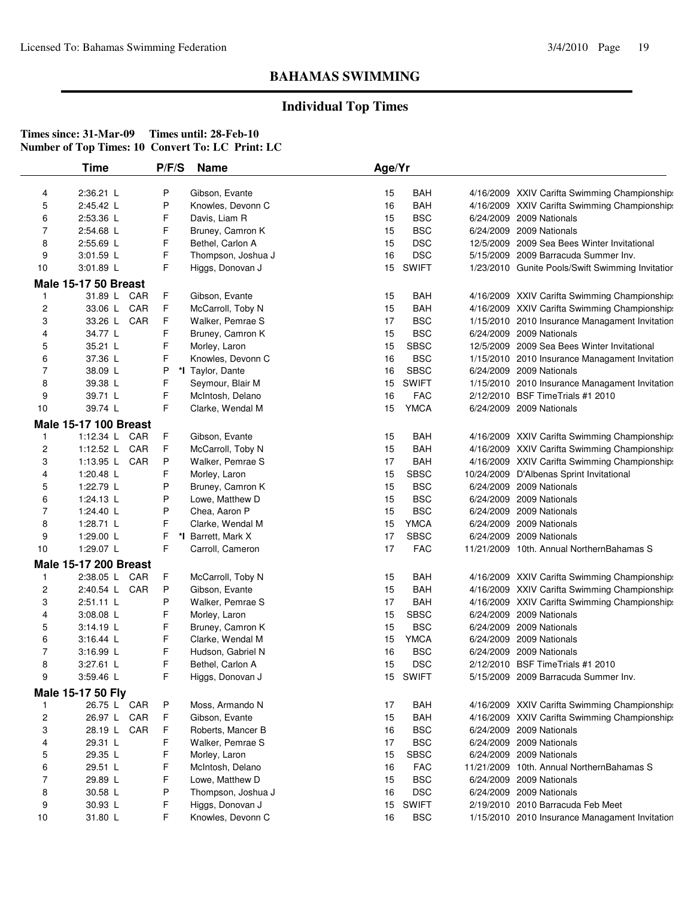## BAHAMAS SWIMMING

### Individual Top Times

**Times since: 31-Mar-09 Times until: 28-Feb-10**
**Number of Top Times: 10 Convert To: LC Print: LC**

| | Time | | P/F/S | | Name | Age/Yr | | | |
|---|---|---|---|---|---|---|---|---|---|
| 4 | 2:36.21 L | | P | | Gibson, Evante | 15 | BAH | 4/16/2009 | XXIV Carifta Swimming Championship |
| 5 | 2:45.42 L | | P | | Knowles, Devonn C | 16 | BAH | 4/16/2009 | XXIV Carifta Swimming Championship |
| 6 | 2:53.36 L | | F | | Davis, Liam R | 15 | BSC | 6/24/2009 | 2009 Nationals |
| 7 | 2:54.68 L | | F | | Bruney, Camron K | 15 | BSC | 6/24/2009 | 2009 Nationals |
| 8 | 2:55.69 L | | F | | Bethel, Carlon A | 15 | DSC | 12/5/2009 | 2009 Sea Bees Winter Invitational |
| 9 | 3:01.59 L | | F | | Thompson, Joshua J | 16 | DSC | 5/15/2009 | 2009 Barracuda Summer Inv. |
| 10 | 3:01.89 L | | F | | Higgs, Donovan J | 15 | SWIFT | 1/23/2010 | Gunite Pools/Swift Swimming Invitatior |
| **Male 15-17 50 Breast** | | | | | | | | | |
| 1 | 31.89 L | CAR | F | | Gibson, Evante | 15 | BAH | 4/16/2009 | XXIV Carifta Swimming Championship |
| 2 | 33.06 L | CAR | F | | McCarroll, Toby N | 15 | BAH | 4/16/2009 | XXIV Carifta Swimming Championship |
| 3 | 33.26 L | CAR | F | | Walker, Pemrae S | 17 | BSC | 1/15/2010 | 2010 Insurance Managament Invitation |
| 4 | 34.77 L | | F | | Bruney, Camron K | 15 | BSC | 6/24/2009 | 2009 Nationals |
| 5 | 35.21 L | | F | | Morley, Laron | 15 | SBSC | 12/5/2009 | 2009 Sea Bees Winter Invitational |
| 6 | 37.36 L | | F | | Knowles, Devonn C | 16 | BSC | 1/15/2010 | 2010 Insurance Managament Invitation |
| 7 | 38.09 L | | P | *I | Taylor, Dante | 16 | SBSC | 6/24/2009 | 2009 Nationals |
| 8 | 39.38 L | | F | | Seymour, Blair M | 15 | SWIFT | 1/15/2010 | 2010 Insurance Managament Invitation |
| 9 | 39.71 L | | F | | McIntosh, Delano | 16 | FAC | 2/12/2010 | BSF TimeTrials #1 2010 |
| 10 | 39.74 L | | F | | Clarke, Wendal M | 15 | YMCA | 6/24/2009 | 2009 Nationals |
| **Male 15-17 100 Breast** | | | | | | | | | |
| 1 | 1:12.34 L | CAR | F | | Gibson, Evante | 15 | BAH | 4/16/2009 | XXIV Carifta Swimming Championship |
| 2 | 1:12.52 L | CAR | F | | McCarroll, Toby N | 15 | BAH | 4/16/2009 | XXIV Carifta Swimming Championship |
| 3 | 1:13.95 L | CAR | P | | Walker, Pemrae S | 17 | BAH | 4/16/2009 | XXIV Carifta Swimming Championship |
| 4 | 1:20.48 L | | F | | Morley, Laron | 15 | SBSC | 10/24/2009 | D'Albenas Sprint Invitational |
| 5 | 1:22.79 L | | P | | Bruney, Camron K | 15 | BSC | 6/24/2009 | 2009 Nationals |
| 6 | 1:24.13 L | | P | | Lowe, Matthew D | 15 | BSC | 6/24/2009 | 2009 Nationals |
| 7 | 1:24.40 L | | P | | Chea, Aaron P | 15 | BSC | 6/24/2009 | 2009 Nationals |
| 8 | 1:28.71 L | | F | | Clarke, Wendal M | 15 | YMCA | 6/24/2009 | 2009 Nationals |
| 9 | 1:29.00 L | | F | *I | Barrett, Mark X | 17 | SBSC | 6/24/2009 | 2009 Nationals |
| 10 | 1:29.07 L | | F | | Carroll, Cameron | 17 | FAC | 11/21/2009 | 10th. Annual NorthernBahamas S |
| **Male 15-17 200 Breast** | | | | | | | | | |
| 1 | 2:38.05 L | CAR | F | | McCarroll, Toby N | 15 | BAH | 4/16/2009 | XXIV Carifta Swimming Championship |
| 2 | 2:40.54 L | CAR | P | | Gibson, Evante | 15 | BAH | 4/16/2009 | XXIV Carifta Swimming Championship |
| 3 | 2:51.11 L | | P | | Walker, Pemrae S | 17 | BAH | 4/16/2009 | XXIV Carifta Swimming Championship |
| 4 | 3:08.08 L | | F | | Morley, Laron | 15 | SBSC | 6/24/2009 | 2009 Nationals |
| 5 | 3:14.19 L | | F | | Bruney, Camron K | 15 | BSC | 6/24/2009 | 2009 Nationals |
| 6 | 3:16.44 L | | F | | Clarke, Wendal M | 15 | YMCA | 6/24/2009 | 2009 Nationals |
| 7 | 3:16.99 L | | F | | Hudson, Gabriel N | 16 | BSC | 6/24/2009 | 2009 Nationals |
| 8 | 3:27.61 L | | F | | Bethel, Carlon A | 15 | DSC | 2/12/2010 | BSF TimeTrials #1 2010 |
| 9 | 3:59.46 L | | F | | Higgs, Donovan J | 15 | SWIFT | 5/15/2009 | 2009 Barracuda Summer Inv. |
| **Male 15-17 50 Fly** | | | | | | | | | |
| 1 | 26.75 L | CAR | P | | Moss, Armando N | 17 | BAH | 4/16/2009 | XXIV Carifta Swimming Championship |
| 2 | 26.97 L | CAR | F | | Gibson, Evante | 15 | BAH | 4/16/2009 | XXIV Carifta Swimming Championship |
| 3 | 28.19 L | CAR | F | | Roberts, Mancer B | 16 | BSC | 6/24/2009 | 2009 Nationals |
| 4 | 29.31 L | | F | | Walker, Pemrae S | 17 | BSC | 6/24/2009 | 2009 Nationals |
| 5 | 29.35 L | | F | | Morley, Laron | 15 | SBSC | 6/24/2009 | 2009 Nationals |
| 6 | 29.51 L | | F | | McIntosh, Delano | 16 | FAC | 11/21/2009 | 10th. Annual NorthernBahamas S |
| 7 | 29.89 L | | F | | Lowe, Matthew D | 15 | BSC | 6/24/2009 | 2009 Nationals |
| 8 | 30.58 L | | P | | Thompson, Joshua J | 16 | DSC | 6/24/2009 | 2009 Nationals |
| 9 | 30.93 L | | F | | Higgs, Donovan J | 15 | SWIFT | 2/19/2010 | 2010 Barracuda Feb Meet |
| 10 | 31.80 L | | F | | Knowles, Devonn C | 16 | BSC | 1/15/2010 | 2010 Insurance Managament Invitation |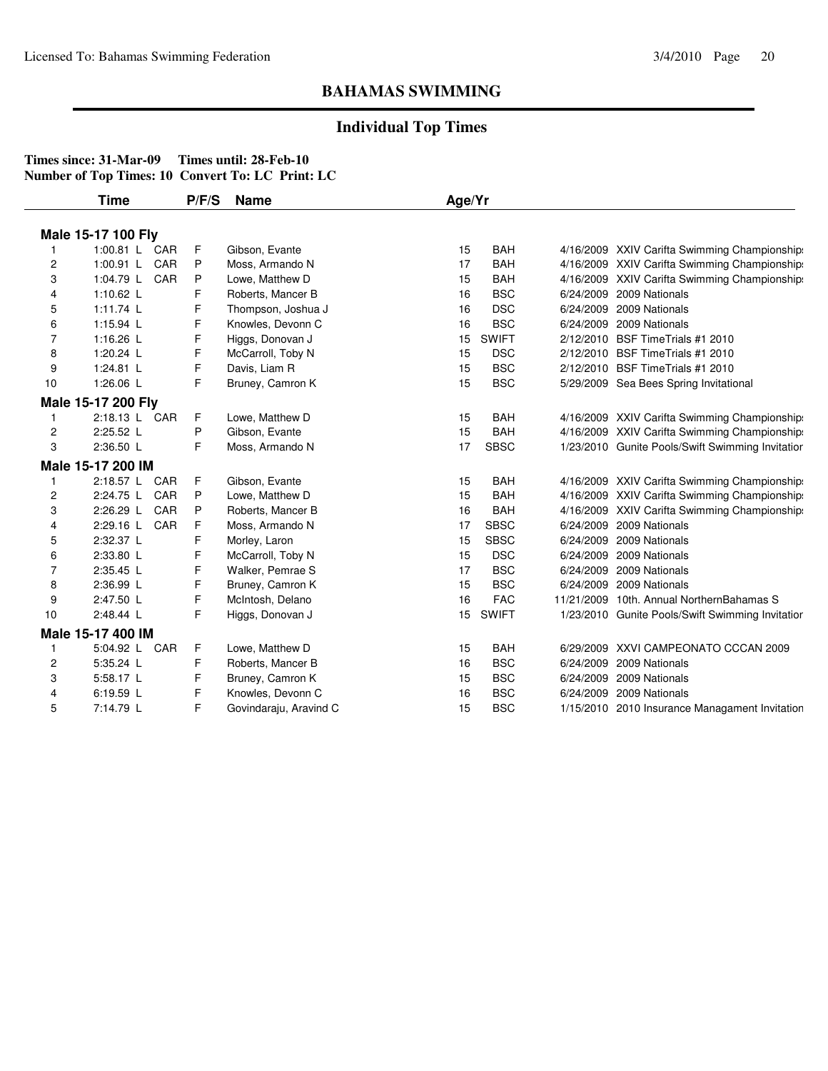## BAHAMAS SWIMMING

### Individual Top Times

**Times since: 31-Mar-09 Times until: 28-Feb-10**
**Number of Top Times: 10 Convert To: LC Print: LC**

| | Time | | P/F/S | Name | Age/Yr | | | |
|---|---|---|---|---|---|---|---|---|
| **Male 15-17 100 Fly** | | | | | | | | |
| 1 | 1:00.81 L | CAR | F | Gibson, Evante | 15 | BAH | 4/16/2009 | XXIV Carifta Swimming Championship: |
| 2 | 1:00.91 L | CAR | P | Moss, Armando N | 17 | BAH | 4/16/2009 | XXIV Carifta Swimming Championship: |
| 3 | 1:04.79 L | CAR | P | Lowe, Matthew D | 15 | BAH | 4/16/2009 | XXIV Carifta Swimming Championship: |
| 4 | 1:10.62 L | | F | Roberts, Mancer B | 16 | BSC | 6/24/2009 | 2009 Nationals |
| 5 | 1:11.74 L | | F | Thompson, Joshua J | 16 | DSC | 6/24/2009 | 2009 Nationals |
| 6 | 1:15.94 L | | F | Knowles, Devonn C | 16 | BSC | 6/24/2009 | 2009 Nationals |
| 7 | 1:16.26 L | | F | Higgs, Donovan J | 15 | SWIFT | 2/12/2010 | BSF TimeTrials #1 2010 |
| 8 | 1:20.24 L | | F | McCarroll, Toby N | 15 | DSC | 2/12/2010 | BSF TimeTrials #1 2010 |
| 9 | 1:24.81 L | | F | Davis, Liam R | 15 | BSC | 2/12/2010 | BSF TimeTrials #1 2010 |
| 10 | 1:26.06 L | | F | Bruney, Camron K | 15 | BSC | 5/29/2009 | Sea Bees Spring Invitational |
| **Male 15-17 200 Fly** | | | | | | | | |
| 1 | 2:18.13 L | CAR | F | Lowe, Matthew D | 15 | BAH | 4/16/2009 | XXIV Carifta Swimming Championship: |
| 2 | 2:25.52 L | | P | Gibson, Evante | 15 | BAH | 4/16/2009 | XXIV Carifta Swimming Championship: |
| 3 | 2:36.50 L | | F | Moss, Armando N | 17 | SBSC | 1/23/2010 | Gunite Pools/Swift Swimming Invitatior |
| **Male 15-17 200 IM** | | | | | | | | |
| 1 | 2:18.57 L | CAR | F | Gibson, Evante | 15 | BAH | 4/16/2009 | XXIV Carifta Swimming Championship: |
| 2 | 2:24.75 L | CAR | P | Lowe, Matthew D | 15 | BAH | 4/16/2009 | XXIV Carifta Swimming Championship: |
| 3 | 2:26.29 L | CAR | P | Roberts, Mancer B | 16 | BAH | 4/16/2009 | XXIV Carifta Swimming Championship: |
| 4 | 2:29.16 L | CAR | F | Moss, Armando N | 17 | SBSC | 6/24/2009 | 2009 Nationals |
| 5 | 2:32.37 L | | F | Morley, Laron | 15 | SBSC | 6/24/2009 | 2009 Nationals |
| 6 | 2:33.80 L | | F | McCarroll, Toby N | 15 | DSC | 6/24/2009 | 2009 Nationals |
| 7 | 2:35.45 L | | F | Walker, Pemrae S | 17 | BSC | 6/24/2009 | 2009 Nationals |
| 8 | 2:36.99 L | | F | Bruney, Camron K | 15 | BSC | 6/24/2009 | 2009 Nationals |
| 9 | 2:47.50 L | | F | McIntosh, Delano | 16 | FAC | 11/21/2009 | 10th. Annual NorthernBahamas S |
| 10 | 2:48.44 L | | F | Higgs, Donovan J | 15 | SWIFT | 1/23/2010 | Gunite Pools/Swift Swimming Invitatior |
| **Male 15-17 400 IM** | | | | | | | | |
| 1 | 5:04.92 L | CAR | F | Lowe, Matthew D | 15 | BAH | 6/29/2009 | XXVI CAMPEONATO CCCAN 2009 |
| 2 | 5:35.24 L | | F | Roberts, Mancer B | 16 | BSC | 6/24/2009 | 2009 Nationals |
| 3 | 5:58.17 L | | F | Bruney, Camron K | 15 | BSC | 6/24/2009 | 2009 Nationals |
| 4 | 6:19.59 L | | F | Knowles, Devonn C | 16 | BSC | 6/24/2009 | 2009 Nationals |
| 5 | 7:14.79 L | | F | Govindaraju, Aravind C | 15 | BSC | 1/15/2010 | 2010 Insurance Managament Invitation |